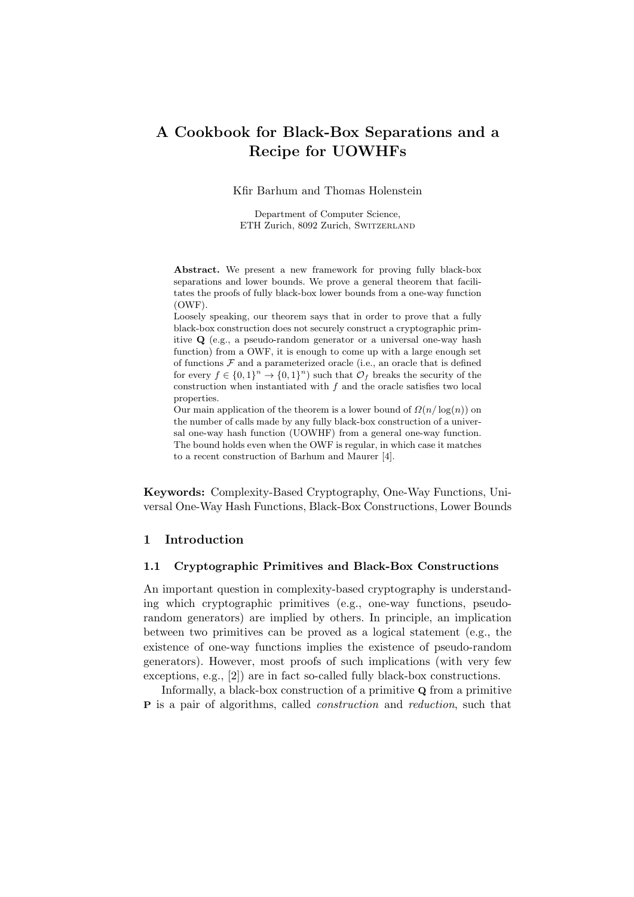# A Cookbook for Black-Box Separations and a Recipe for UOWHFs

Kfir Barhum and Thomas Holenstein

Department of Computer Science,
ETH Zurich, 8092 Zurich, Switzerland

**Abstract.** We present a new framework for proving fully black-box separations and lower bounds. We prove a general theorem that facilitates the proofs of fully black-box lower bounds from a one-way function (OWF).

Loosely speaking, our theorem says that in order to prove that a fully black-box construction does not securely construct a cryptographic primitive **Q** (e.g., a pseudo-random generator or a universal one-way hash function) from a OWF, it is enough to come up with a large enough set of functions $\mathcal{F}$ and a parameterized oracle (i.e., an oracle that is defined for every $f \in \{0,1\}^n \to \{0,1\}^n$) such that $\mathcal{O}_f$ breaks the security of the construction when instantiated with $f$ and the oracle satisfies two local properties.

Our main application of the theorem is a lower bound of $\Omega(n/\log(n))$ on the number of calls made by any fully black-box construction of a universal one-way hash function (UOWHF) from a general one-way function. The bound holds even when the OWF is regular, in which case it matches to a recent construction of Barhum and Maurer [4].

**Keywords:** Complexity-Based Cryptography, One-Way Functions, Universal One-Way Hash Functions, Black-Box Constructions, Lower Bounds

## 1 Introduction

### 1.1 Cryptographic Primitives and Black-Box Constructions

An important question in complexity-based cryptography is understanding which cryptographic primitives (e.g., one-way functions, pseudo-random generators) are implied by others. In principle, an implication between two primitives can be proved as a logical statement (e.g., the existence of one-way functions implies the existence of pseudo-random generators). However, most proofs of such implications (with very few exceptions, e.g., [2]) are in fact so-called fully black-box constructions.

Informally, a black-box construction of a primitive **Q** from a primitive **P** is a pair of algorithms, called *construction* and *reduction*, such that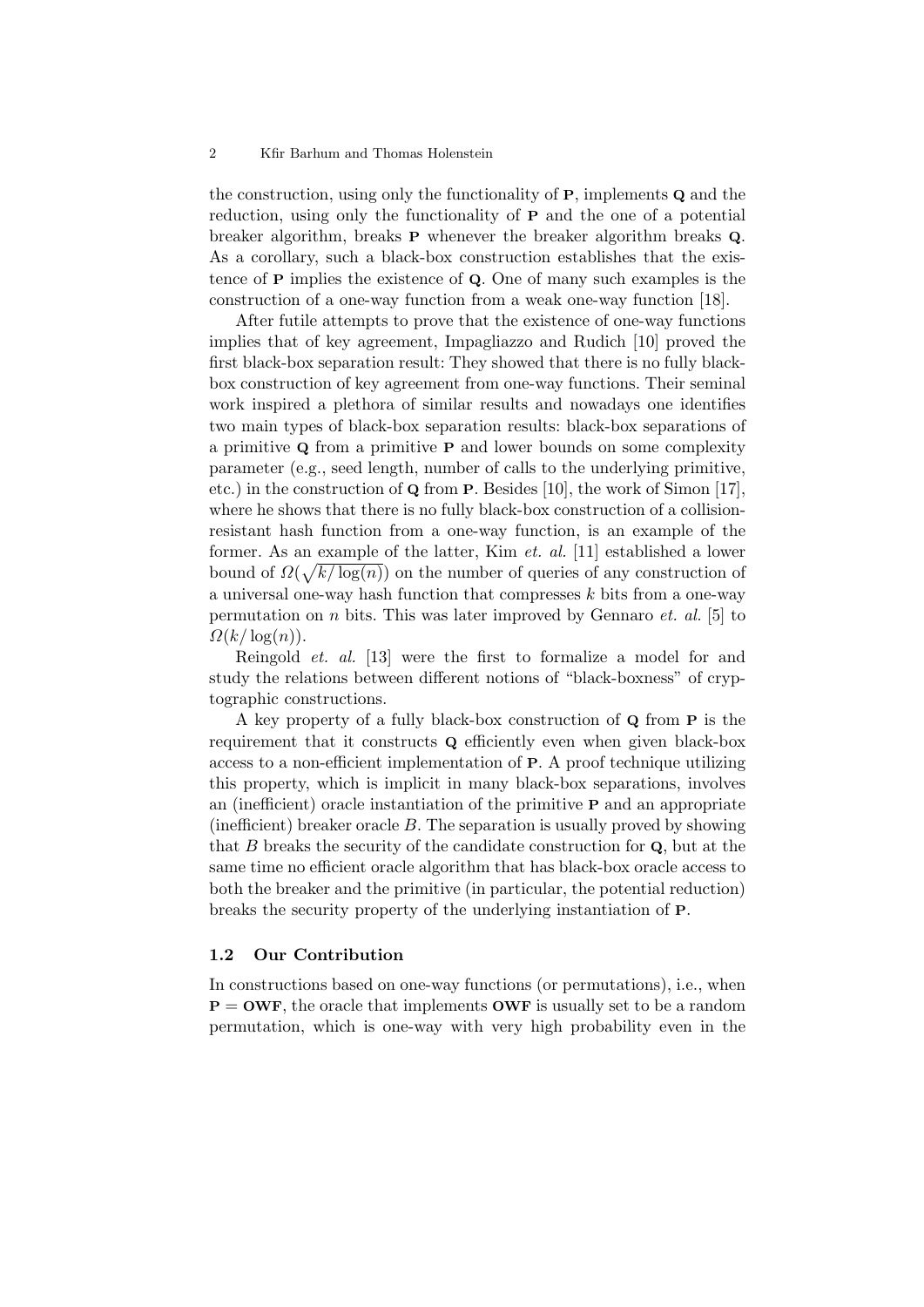the construction, using only the functionality of **P**, implements **Q** and the reduction, using only the functionality of **P** and the one of a potential breaker algorithm, breaks **P** whenever the breaker algorithm breaks **Q**. As a corollary, such a black-box construction establishes that the existence of **P** implies the existence of **Q**. One of many such examples is the construction of a one-way function from a weak one-way function [18].

After futile attempts to prove that the existence of one-way functions implies that of key agreement, Impagliazzo and Rudich [10] proved the first black-box separation result: They showed that there is no fully black-box construction of key agreement from one-way functions. Their seminal work inspired a plethora of similar results and nowadays one identifies two main types of black-box separation results: black-box separations of a primitive **Q** from a primitive **P** and lower bounds on some complexity parameter (e.g., seed length, number of calls to the underlying primitive, etc.) in the construction of **Q** from **P**. Besides [10], the work of Simon [17], where he shows that there is no fully black-box construction of a collision-resistant hash function from a one-way function, is an example of the former. As an example of the latter, Kim *et. al.* [11] established a lower bound of $\Omega(\sqrt{k/\log(n)})$ on the number of queries of any construction of a universal one-way hash function that compresses $k$ bits from a one-way permutation on $n$ bits. This was later improved by Gennaro *et. al.* [5] to $\Omega(k/\log(n))$.

Reingold *et. al.* [13] were the first to formalize a model for and study the relations between different notions of "black-boxness" of cryptographic constructions.

A key property of a fully black-box construction of **Q** from **P** is the requirement that it constructs **Q** efficiently even when given black-box access to a non-efficient implementation of **P**. A proof technique utilizing this property, which is implicit in many black-box separations, involves an (inefficient) oracle instantiation of the primitive **P** and an appropriate (inefficient) breaker oracle $B$. The separation is usually proved by showing that $B$ breaks the security of the candidate construction for **Q**, but at the same time no efficient oracle algorithm that has black-box oracle access to both the breaker and the primitive (in particular, the potential reduction) breaks the security property of the underlying instantiation of **P**.

### 1.2 Our Contribution

In constructions based on one-way functions (or permutations), i.e., when **P** = **OWF**, the oracle that implements **OWF** is usually set to be a random permutation, which is one-way with very high probability even in the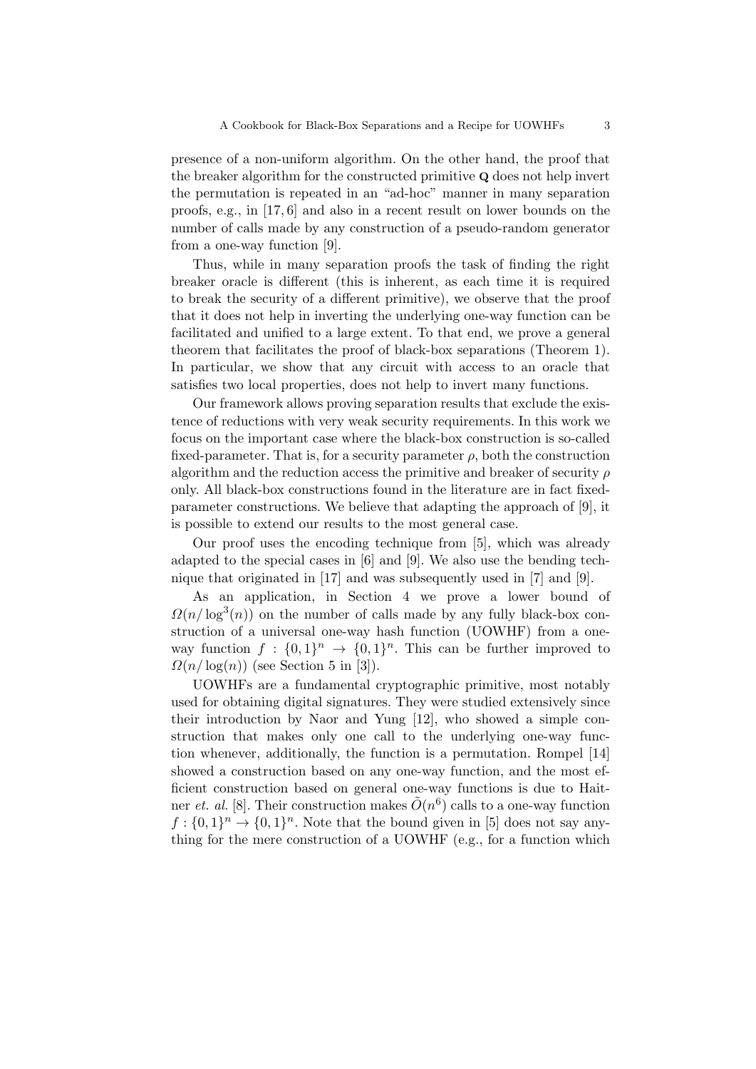presence of a non-uniform algorithm. On the other hand, the proof that the breaker algorithm for the constructed primitive $\mathbf{Q}$ does not help invert the permutation is repeated in an "ad-hoc" manner in many separation proofs, e.g., in [17, 6] and also in a recent result on lower bounds on the number of calls made by any construction of a pseudo-random generator from a one-way function [9].

Thus, while in many separation proofs the task of finding the right breaker oracle is different (this is inherent, as each time it is required to break the security of a different primitive), we observe that the proof that it does not help in inverting the underlying one-way function can be facilitated and unified to a large extent. To that end, we prove a general theorem that facilitates the proof of black-box separations (Theorem 1). In particular, we show that any circuit with access to an oracle that satisfies two local properties, does not help to invert many functions.

Our framework allows proving separation results that exclude the existence of reductions with very weak security requirements. In this work we focus on the important case where the black-box construction is so-called fixed-parameter. That is, for a security parameter $\rho$, both the construction algorithm and the reduction access the primitive and breaker of security $\rho$ only. All black-box constructions found in the literature are in fact fixed-parameter constructions. We believe that adapting the approach of [9], it is possible to extend our results to the most general case.

Our proof uses the encoding technique from [5], which was already adapted to the special cases in [6] and [9]. We also use the bending technique that originated in [17] and was subsequently used in [7] and [9].

As an application, in Section 4 we prove a lower bound of $\Omega(n/\log^3(n))$ on the number of calls made by any fully black-box construction of a universal one-way hash function (UOWHF) from a one-way function $f : \{0,1\}^n \rightarrow \{0,1\}^n$. This can be further improved to $\Omega(n/\log(n))$ (see Section 5 in [3]).

UOWHFs are a fundamental cryptographic primitive, most notably used for obtaining digital signatures. They were studied extensively since their introduction by Naor and Yung [12], who showed a simple construction that makes only one call to the underlying one-way function whenever, additionally, the function is a permutation. Rompel [14] showed a construction based on any one-way function, and the most efficient construction based on general one-way functions is due to Haitner *et. al.* [8]. Their construction makes $\tilde{O}(n^6)$ calls to a one-way function $f : \{0,1\}^n \rightarrow \{0,1\}^n$. Note that the bound given in [5] does not say anything for the mere construction of a UOWHF (e.g., for a function which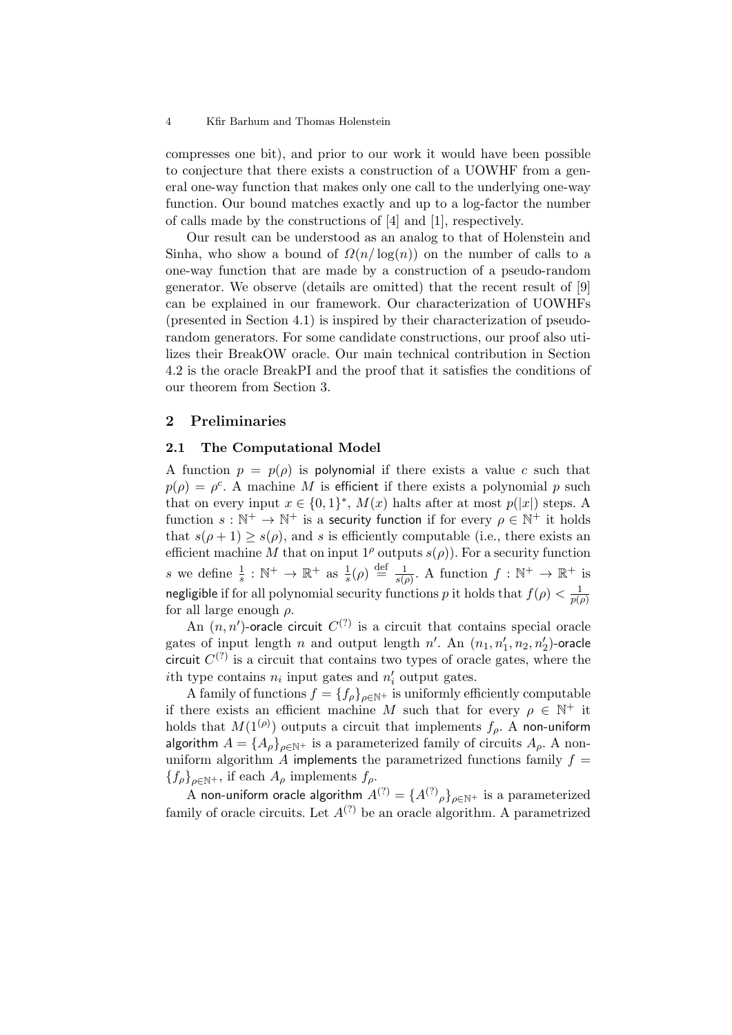compresses one bit), and prior to our work it would have been possible to conjecture that there exists a construction of a UOWHF from a general one-way function that makes only one call to the underlying one-way function. Our bound matches exactly and up to a log-factor the number of calls made by the constructions of [4] and [1], respectively.

Our result can be understood as an analog to that of Holenstein and Sinha, who show a bound of $\Omega(n/\log(n))$ on the number of calls to a one-way function that are made by a construction of a pseudo-random generator. We observe (details are omitted) that the recent result of [9] can be explained in our framework. Our characterization of UOWHFs (presented in Section 4.1) is inspired by their characterization of pseudo-random generators. For some candidate constructions, our proof also utilizes their BreakOW oracle. Our main technical contribution in Section 4.2 is the oracle BreakPI and the proof that it satisfies the conditions of our theorem from Section 3.

## 2 Preliminaries

### 2.1 The Computational Model

A function $p = p(\rho)$ is polynomial if there exists a value $c$ such that $p(\rho) = \rho^c$. A machine $M$ is efficient if there exists a polynomial $p$ such that on every input $x \in \{0,1\}^*$, $M(x)$ halts after at most $p(|x|)$ steps. A function $s : \mathbb{N}^+ \to \mathbb{N}^+$ is a security function if for every $\rho \in \mathbb{N}^+$ it holds that $s(\rho + 1) \geq s(\rho)$, and $s$ is efficiently computable (i.e., there exists an efficient machine $M$ that on input $1^\rho$ outputs $s(\rho)$). For a security function $s$ we define $\frac{1}{s} : \mathbb{N}^+ \to \mathbb{R}^+$ as $\frac{1}{s}(\rho) \stackrel{\text{def}}{=} \frac{1}{s(\rho)}$. A function $f : \mathbb{N}^+ \to \mathbb{R}^+$ is negligible if for all polynomial security functions $p$ it holds that $f(\rho) < \frac{1}{p(\rho)}$ for all large enough $\rho$.

An $(n, n')$-oracle circuit $C^{(?)}$ is a circuit that contains special oracle gates of input length $n$ and output length $n'$. An $(n_1, n'_1, n_2, n'_2)$-oracle circuit $C^{(?)}$ is a circuit that contains two types of oracle gates, where the $i$th type contains $n_i$ input gates and $n'_i$ output gates.

A family of functions $f = \{f_\rho\}_{\rho \in \mathbb{N}^+}$ is uniformly efficiently computable if there exists an efficient machine $M$ such that for every $\rho \in \mathbb{N}^+$ it holds that $M(1^{(\rho)})$ outputs a circuit that implements $f_\rho$. A non-uniform algorithm $A = \{A_\rho\}_{\rho \in \mathbb{N}^+}$ is a parameterized family of circuits $A_\rho$. A non-uniform algorithm $A$ implements the parametrized functions family $f = \{f_\rho\}_{\rho \in \mathbb{N}^+}$, if each $A_\rho$ implements $f_\rho$.

A non-uniform oracle algorithm $A^{(?)} = \{A^{(?)}{}_\rho\}_{\rho \in \mathbb{N}^+}$ is a parameterized family of oracle circuits. Let $A^{(?)}$ be an oracle algorithm. A parametrized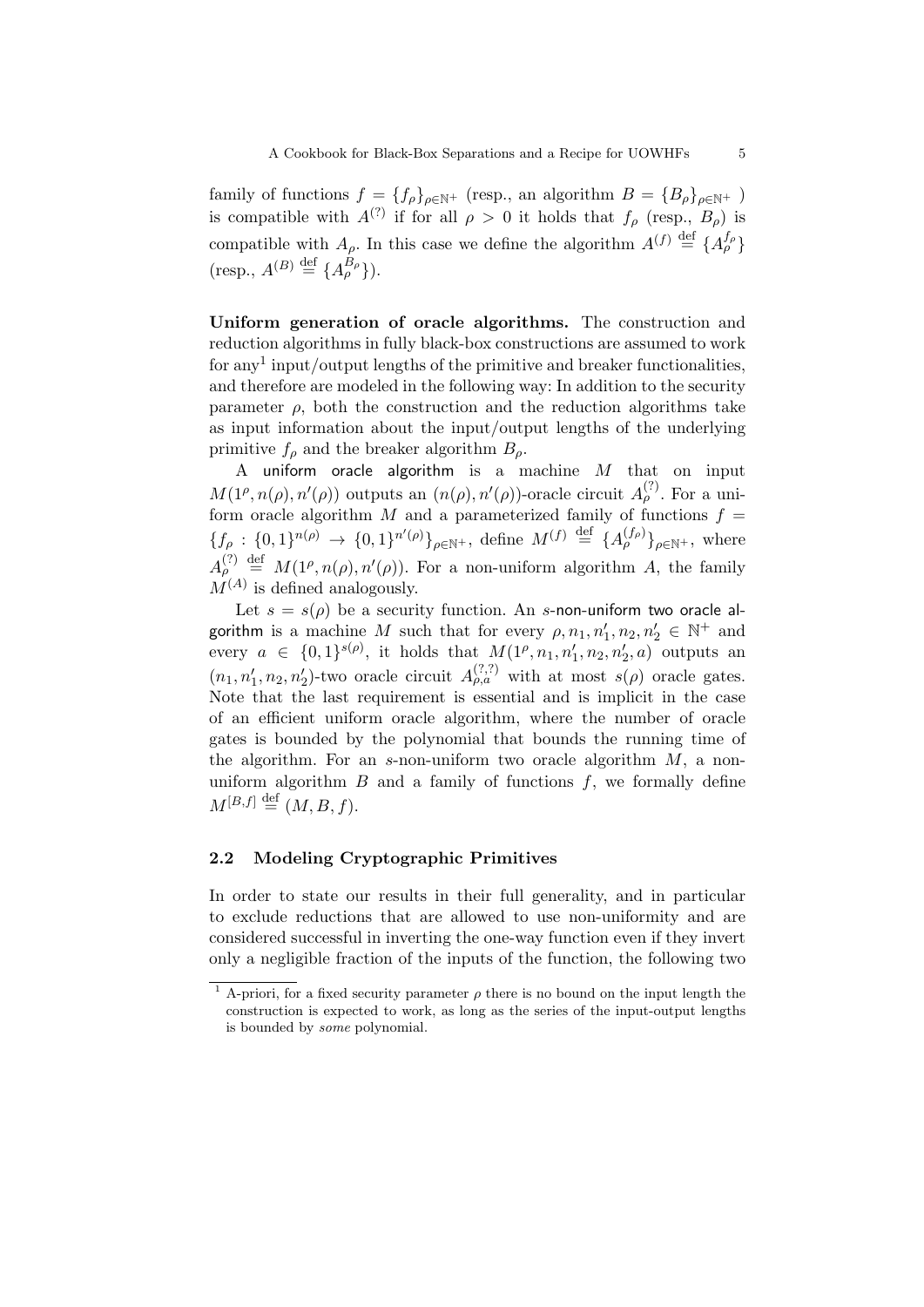family of functions $f = \{f_\rho\}_{\rho\in\mathbb{N}^+}$ (resp., an algorithm $B = \{B_\rho\}_{\rho\in\mathbb{N}^+}$ ) is compatible with $A^{(?)}$ if for all $\rho > 0$ it holds that $f_\rho$ (resp., $B_\rho$) is compatible with $A_\rho$. In this case we define the algorithm $A^{(f)} \stackrel{\text{def}}{=} \{A_\rho^{f_\rho}\}$ (resp., $A^{(B)} \stackrel{\text{def}}{=} \{A_\rho^{B_\rho}\}$).

**Uniform generation of oracle algorithms.** The construction and reduction algorithms in fully black-box constructions are assumed to work for any[1] input/output lengths of the primitive and breaker functionalities, and therefore are modeled in the following way: In addition to the security parameter $\rho$, both the construction and the reduction algorithms take as input information about the input/output lengths of the underlying primitive $f_\rho$ and the breaker algorithm $B_\rho$.

A uniform oracle algorithm is a machine $M$ that on input $M(1^\rho, n(\rho), n'(\rho))$ outputs an $(n(\rho), n'(\rho))$-oracle circuit $A_\rho^{(?)}$. For a uniform oracle algorithm $M$ and a parameterized family of functions $f = \{f_\rho : \{0,1\}^{n(\rho)} \to \{0,1\}^{n'(\rho)}\}_{\rho\in\mathbb{N}^+}$, define $M^{(f)} \stackrel{\text{def}}{=} \{A_\rho^{(f_\rho)}\}_{\rho\in\mathbb{N}^+}$, where $A_\rho^{(?)} \stackrel{\text{def}}{=} M(1^\rho, n(\rho), n'(\rho))$. For a non-uniform algorithm $A$, the family $M^{(A)}$ is defined analogously.

Let $s = s(\rho)$ be a security function. An $s$-non-uniform two oracle algorithm is a machine $M$ such that for every $\rho, n_1, n_1', n_2, n_2' \in \mathbb{N}^+$ and every $a \in \{0,1\}^{s(\rho)}$, it holds that $M(1^\rho, n_1, n_1', n_2, n_2', a)$ outputs an $(n_1, n_1', n_2, n_2')$-two oracle circuit $A_{\rho,a}^{(?,?)}$ with at most $s(\rho)$ oracle gates. Note that the last requirement is essential and is implicit in the case of an efficient uniform oracle algorithm, where the number of oracle gates is bounded by the polynomial that bounds the running time of the algorithm. For an $s$-non-uniform two oracle algorithm $M$, a non-uniform algorithm $B$ and a family of functions $f$, we formally define $M^{[B,f]} \stackrel{\text{def}}{=} (M, B, f)$.

### 2.2 Modeling Cryptographic Primitives

In order to state our results in their full generality, and in particular to exclude reductions that are allowed to use non-uniformity and are considered successful in inverting the one-way function even if they invert only a negligible fraction of the inputs of the function, the following two

[1] A-priori, for a fixed security parameter $\rho$ there is no bound on the input length the construction is expected to work, as long as the series of the input-output lengths is bounded by *some* polynomial.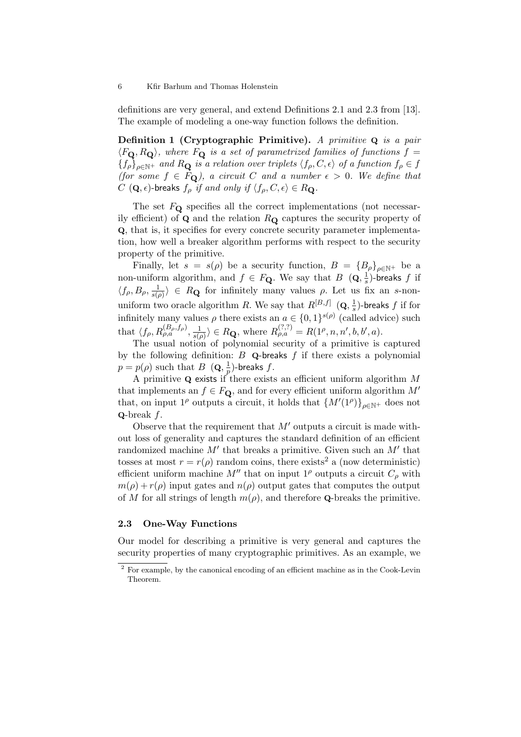definitions are very general, and extend Definitions 2.1 and 2.3 from [13]. The example of modeling a one-way function follows the definition.

**Definition 1 (Cryptographic Primitive).** *A primitive* $\mathbf{Q}$ *is a pair* $\langle F_{\mathbf{Q}}, R_{\mathbf{Q}} \rangle$*, where* $F_{\mathbf{Q}}$ *is a set of parametrized families of functions* $f = \{f_\rho\}_{\rho \in \mathbb{N}^+}$ *and* $R_{\mathbf{Q}}$ *is a relation over triplets* $\langle f_\rho, C, \epsilon \rangle$ *of a function* $f_\rho \in f$ *(for some* $f \in F_{\mathbf{Q}}$*), a circuit* $C$ *and a number* $\epsilon > 0$*. We define that* $C$ $(\mathbf{Q}, \epsilon)$*-*breaks $f_\rho$ *if and only if* $\langle f_\rho, C, \epsilon \rangle \in R_{\mathbf{Q}}$*.*

The set $F_{\mathbf{Q}}$ specifies all the correct implementations (not necessarily efficient) of $\mathbf{Q}$ and the relation $R_{\mathbf{Q}}$ captures the security property of $\mathbf{Q}$, that is, it specifies for every concrete security parameter implementation, how well a breaker algorithm performs with respect to the security property of the primitive.

Finally, let $s = s(\rho)$ be a security function, $B = \{B_\rho\}_{\rho \in \mathbb{N}^+}$ be a non-uniform algorithm, and $f \in F_{\mathbf{Q}}$. We say that $B$ $(\mathbf{Q}, \frac{1}{s})$-breaks $f$ if $\langle f_\rho, B_\rho, \frac{1}{s(\rho)} \rangle \in R_{\mathbf{Q}}$ for infinitely many values $\rho$. Let us fix an $s$-non-uniform two oracle algorithm $R$. We say that $R^{[B,f]}$ $(\mathbf{Q}, \frac{1}{s})$-breaks $f$ if for infinitely many values $\rho$ there exists an $a \in \{0,1\}^{s(\rho)}$ (called advice) such that $\langle f_\rho, R_{\rho,a}^{(B_\rho, f_\rho)}, \frac{1}{s(\rho)} \rangle \in R_{\mathbf{Q}}$, where $R_{\rho,a}^{(?,?)} = R(1^\rho, n, n', b, b', a)$.

The usual notion of polynomial security of a primitive is captured by the following definition: $B$ $\mathbf{Q}$-breaks $f$ if there exists a polynomial $p = p(\rho)$ such that $B$ $(\mathbf{Q}, \frac{1}{p})$-breaks $f$.

A primitive $\mathbf{Q}$ exists if there exists an efficient uniform algorithm $M$ that implements an $f \in F_{\mathbf{Q}}$, and for every efficient uniform algorithm $M'$ that, on input $1^\rho$ outputs a circuit, it holds that $\{M'(1^\rho)\}_{\rho \in \mathbb{N}^+}$ does not $\mathbf{Q}$-break $f$.

Observe that the requirement that $M'$ outputs a circuit is made without loss of generality and captures the standard definition of an efficient randomized machine $M'$ that breaks a primitive. Given such an $M'$ that tosses at most $r = r(\rho)$ random coins, there exists[2] a (now deterministic) efficient uniform machine $M''$ that on input $1^\rho$ outputs a circuit $C_\rho$ with $m(\rho) + r(\rho)$ input gates and $n(\rho)$ output gates that computes the output of $M$ for all strings of length $m(\rho)$, and therefore $\mathbf{Q}$-breaks the primitive.

### 2.3 One-Way Functions

Our model for describing a primitive is very general and captures the security properties of many cryptographic primitives. As an example, we

[2] For example, by the canonical encoding of an efficient machine as in the Cook-Levin Theorem.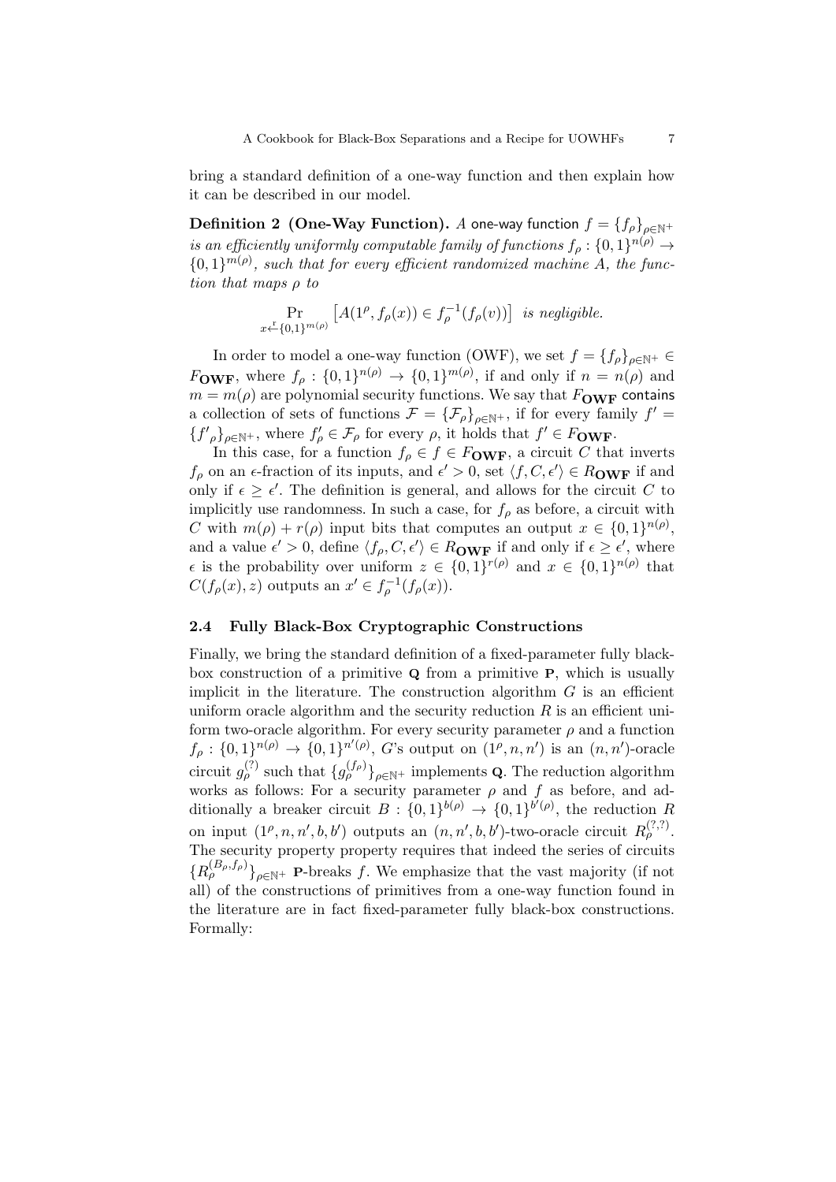bring a standard definition of a one-way function and then explain how it can be described in our model.

**Definition 2 (One-Way Function).** *A* one-way function $f = \{f_\rho\}_{\rho \in \mathbb{N}^+}$ *is an efficiently uniformly computable family of functions* $f_\rho : \{0,1\}^{n(\rho)} \to \{0,1\}^{m(\rho)}$*, such that for every efficient randomized machine* $A$*, the function that maps* $\rho$ *to*

$$\Pr_{x \overset{r}{\leftarrow} \{0,1\}^{m(\rho)}} \left[ A(1^\rho, f_\rho(x)) \in f_\rho^{-1}(f_\rho(v)) \right] \text{ is negligible.}$$

In order to model a one-way function (OWF), we set $f = \{f_\rho\}_{\rho \in \mathbb{N}^+} \in F_{\mathbf{OWF}}$, where $f_\rho : \{0,1\}^{n(\rho)} \to \{0,1\}^{m(\rho)}$, if and only if $n = n(\rho)$ and $m = m(\rho)$ are polynomial security functions. We say that $F_{\mathbf{OWF}}$ contains a collection of sets of functions $\mathcal{F} = \{\mathcal{F}_\rho\}_{\rho \in \mathbb{N}^+}$, if for every family $f' = \{f'{}_\rho\}_{\rho \in \mathbb{N}^+}$, where $f'_\rho \in \mathcal{F}_\rho$ for every $\rho$, it holds that $f' \in F_{\mathbf{OWF}}$.

In this case, for a function $f_\rho \in f \in F_{\mathbf{OWF}}$, a circuit $C$ that inverts $f_\rho$ on an $\epsilon$-fraction of its inputs, and $\epsilon' > 0$, set $\langle f, C, \epsilon' \rangle \in R_{\mathbf{OWF}}$ if and only if $\epsilon \geq \epsilon'$. The definition is general, and allows for the circuit $C$ to implicitly use randomness. In such a case, for $f_\rho$ as before, a circuit with $C$ with $m(\rho) + r(\rho)$ input bits that computes an output $x \in \{0,1\}^{n(\rho)}$, and a value $\epsilon' > 0$, define $\langle f_\rho, C, \epsilon' \rangle \in R_{\mathbf{OWF}}$ if and only if $\epsilon \geq \epsilon'$, where $\epsilon$ is the probability over uniform $z \in \{0,1\}^{r(\rho)}$ and $x \in \{0,1\}^{n(\rho)}$ that $C(f_\rho(x), z)$ outputs an $x' \in f_\rho^{-1}(f_\rho(x))$.

### 2.4 Fully Black-Box Cryptographic Constructions

Finally, we bring the standard definition of a fixed-parameter fully black-box construction of a primitive $\mathbf{Q}$ from a primitive $\mathbf{P}$, which is usually implicit in the literature. The construction algorithm $G$ is an efficient uniform oracle algorithm and the security reduction $R$ is an efficient uniform two-oracle algorithm. For every security parameter $\rho$ and a function $f_\rho : \{0,1\}^{n(\rho)} \to \{0,1\}^{n'(\rho)}$, $G$'s output on $(1^\rho, n, n')$ is an $(n, n')$-oracle circuit $g_\rho^{(?)}$ such that $\{g_\rho^{(f_\rho)}\}_{\rho \in \mathbb{N}^+}$ implements $\mathbf{Q}$. The reduction algorithm works as follows: For a security parameter $\rho$ and $f$ as before, and additionally a breaker circuit $B : \{0,1\}^{b(\rho)} \to \{0,1\}^{b'(\rho)}$, the reduction $R$ on input $(1^\rho, n, n', b, b')$ outputs an $(n, n', b, b')$-two-oracle circuit $R_\rho^{(?,?)}$. The security property property requires that indeed the series of circuits $\{R_\rho^{(B_\rho, f_\rho)}\}_{\rho \in \mathbb{N}^+}$ $\mathbf{P}$-breaks $f$. We emphasize that the vast majority (if not all) of the constructions of primitives from a one-way function found in the literature are in fact fixed-parameter fully black-box constructions. Formally: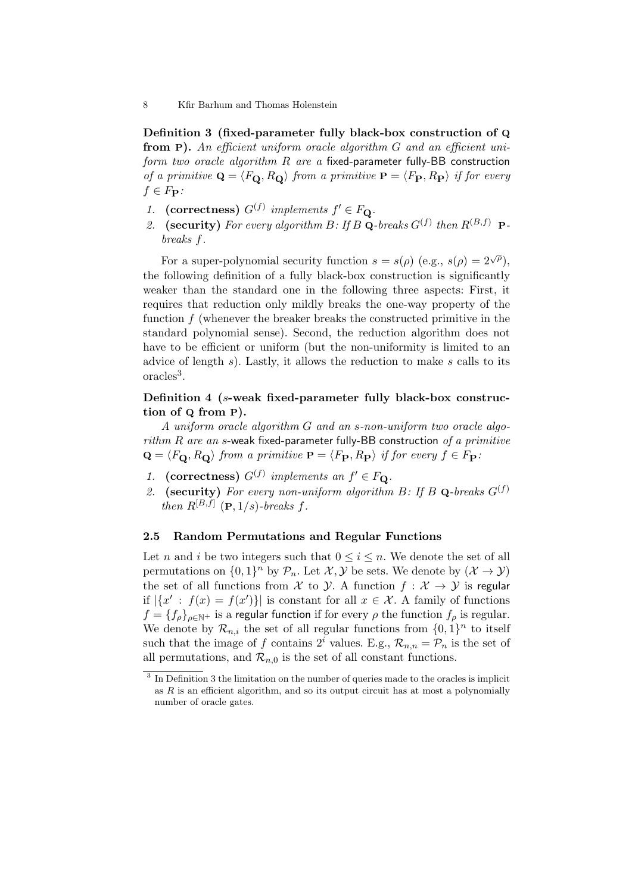**Definition 3 (fixed-parameter fully black-box construction of $\mathbf{Q}$ from $\mathbf{P}$).** *An efficient uniform oracle algorithm $G$ and an efficient uniform two oracle algorithm $R$ are a* fixed-parameter fully-BB construction *of a primitive $\mathbf{Q} = \langle F_{\mathbf{Q}}, R_{\mathbf{Q}} \rangle$ from a primitive $\mathbf{P} = \langle F_{\mathbf{P}}, R_{\mathbf{P}} \rangle$ if for every $f \in F_{\mathbf{P}}$:*

1. **(correctness)** *$G^{(f)}$ implements $f' \in F_{\mathbf{Q}}$.*
2. **(security)** *For every algorithm $B$: If $B$ $\mathbf{Q}$-breaks $G^{(f)}$ then $R^{(B,f)}$ $\mathbf{P}$-breaks $f$.*

For a super-polynomial security function $s = s(\rho)$ (e.g., $s(\rho) = 2^{\sqrt{\rho}}$), the following definition of a fully black-box construction is significantly weaker than the standard one in the following three aspects: First, it requires that reduction only mildly breaks the one-way property of the function $f$ (whenever the breaker breaks the constructed primitive in the standard polynomial sense). Second, the reduction algorithm does not have to be efficient or uniform (but the non-uniformity is limited to an advice of length $s$). Lastly, it allows the reduction to make $s$ calls to its oracles[3].

**Definition 4 ($s$-weak fixed-parameter fully black-box construction of $\mathbf{Q}$ from $\mathbf{P}$).**
*A uniform oracle algorithm $G$ and an $s$-non-uniform two oracle algorithm $R$ are an $s$-*weak fixed-parameter fully-BB construction *of a primitive $\mathbf{Q} = \langle F_{\mathbf{Q}}, R_{\mathbf{Q}} \rangle$ from a primitive $\mathbf{P} = \langle F_{\mathbf{P}}, R_{\mathbf{P}} \rangle$ if for every $f \in F_{\mathbf{P}}$:*

1. **(correctness)** *$G^{(f)}$ implements an $f' \in F_{\mathbf{Q}}$.*
2. **(security)** *For every non-uniform algorithm $B$: If $B$ $\mathbf{Q}$-breaks $G^{(f)}$ then $R^{[B,f]}$ $(\mathbf{P}, 1/s)$-breaks $f$.*

### 2.5 Random Permutations and Regular Functions

Let $n$ and $i$ be two integers such that $0 \leq i \leq n$. We denote the set of all permutations on $\{0,1\}^n$ by $\mathcal{P}_n$. Let $\mathcal{X}, \mathcal{Y}$ be sets. We denote by $(\mathcal{X} \to \mathcal{Y})$ the set of all functions from $\mathcal{X}$ to $\mathcal{Y}$. A function $f : \mathcal{X} \to \mathcal{Y}$ is regular if $|\{x' : f(x) = f(x')\}|$ is constant for all $x \in \mathcal{X}$. A family of functions $f = \{f_\rho\}_{\rho \in \mathbb{N}^+}$ is a regular function if for every $\rho$ the function $f_\rho$ is regular. We denote by $\mathcal{R}_{n,i}$ the set of all regular functions from $\{0,1\}^n$ to itself such that the image of $f$ contains $2^i$ values. E.g., $\mathcal{R}_{n,n} = \mathcal{P}_n$ is the set of all permutations, and $\mathcal{R}_{n,0}$ is the set of all constant functions.

---

[3] In Definition 3 the limitation on the number of queries made to the oracles is implicit as $R$ is an efficient algorithm, and so its output circuit has at most a polynomially number of oracle gates.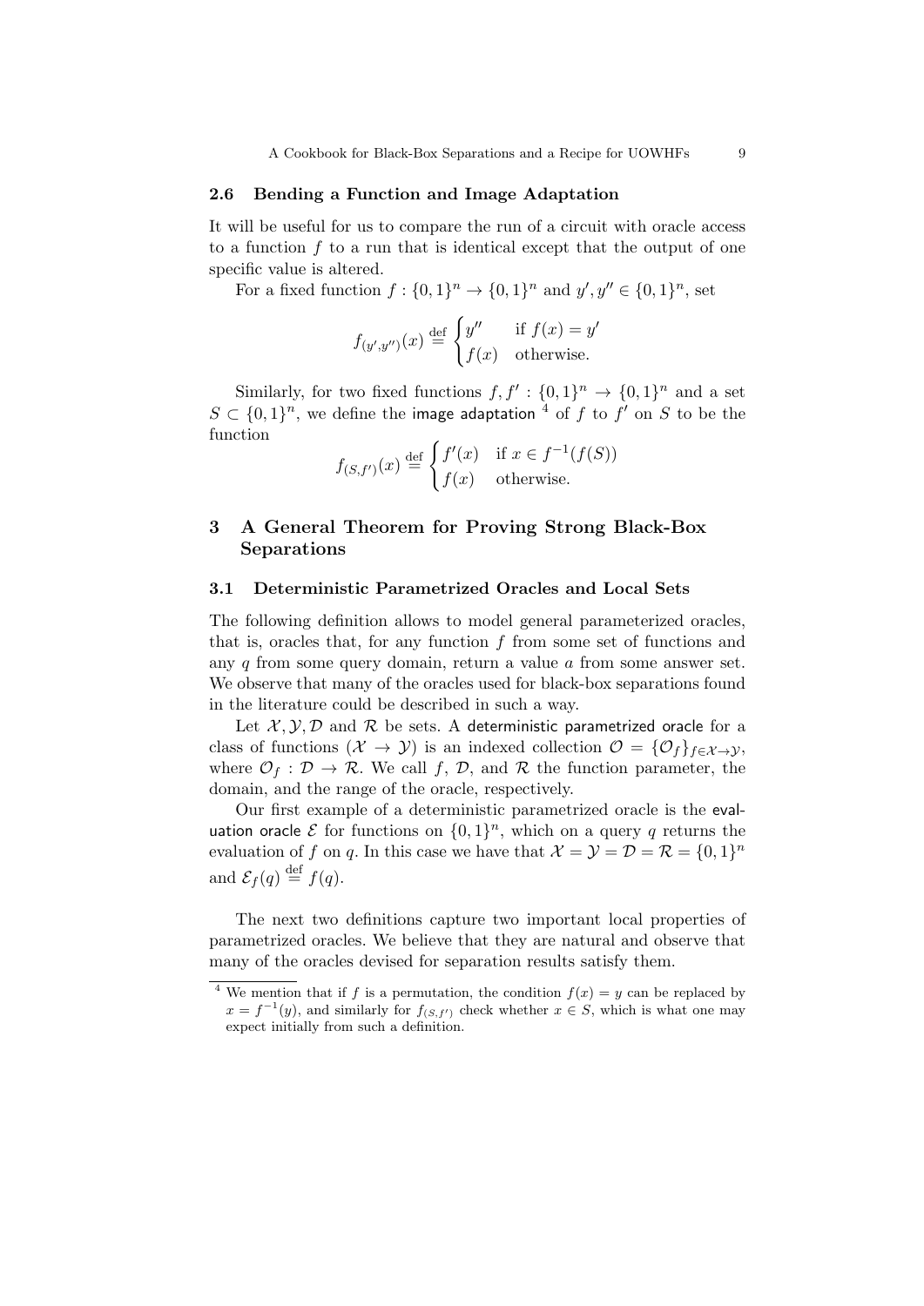### 2.6 Bending a Function and Image Adaptation

It will be useful for us to compare the run of a circuit with oracle access to a function $f$ to a run that is identical except that the output of one specific value is altered.

For a fixed function $f : \{0,1\}^n \to \{0,1\}^n$ and $y', y'' \in \{0,1\}^n$, set

$$f_{(y',y'')}(x) \stackrel{\text{def}}{=} \begin{cases} y'' & \text{if } f(x) = y' \\ f(x) & \text{otherwise.} \end{cases}$$

Similarly, for two fixed functions $f, f' : \{0,1\}^n \to \{0,1\}^n$ and a set $S \subset \{0,1\}^n$, we define the image adaptation [4] of $f$ to $f'$ on $S$ to be the function

$$f_{(S,f')}(x) \stackrel{\text{def}}{=} \begin{cases} f'(x) & \text{if } x \in f^{-1}(f(S)) \\ f(x) & \text{otherwise.} \end{cases}$$

## 3 A General Theorem for Proving Strong Black-Box Separations

### 3.1 Deterministic Parametrized Oracles and Local Sets

The following definition allows to model general parameterized oracles, that is, oracles that, for any function $f$ from some set of functions and any $q$ from some query domain, return a value $a$ from some answer set. We observe that many of the oracles used for black-box separations found in the literature could be described in such a way.

Let $\mathcal{X}, \mathcal{Y}, \mathcal{D}$ and $\mathcal{R}$ be sets. A deterministic parametrized oracle for a class of functions $(\mathcal{X} \to \mathcal{Y})$ is an indexed collection $\mathcal{O} = \{\mathcal{O}_f\}_{f \in \mathcal{X} \to \mathcal{Y}}$, where $\mathcal{O}_f : \mathcal{D} \to \mathcal{R}$. We call $f$, $\mathcal{D}$, and $\mathcal{R}$ the function parameter, the domain, and the range of the oracle, respectively.

Our first example of a deterministic parametrized oracle is the evaluation oracle $\mathcal{E}$ for functions on $\{0,1\}^n$, which on a query $q$ returns the evaluation of $f$ on $q$. In this case we have that $\mathcal{X} = \mathcal{Y} = \mathcal{D} = \mathcal{R} = \{0,1\}^n$ and $\mathcal{E}_f(q) \stackrel{\text{def}}{=} f(q)$.

The next two definitions capture two important local properties of parametrized oracles. We believe that they are natural and observe that many of the oracles devised for separation results satisfy them.

[4] We mention that if $f$ is a permutation, the condition $f(x) = y$ can be replaced by $x = f^{-1}(y)$, and similarly for $f_{(S,f')}$ check whether $x \in S$, which is what one may expect initially from such a definition.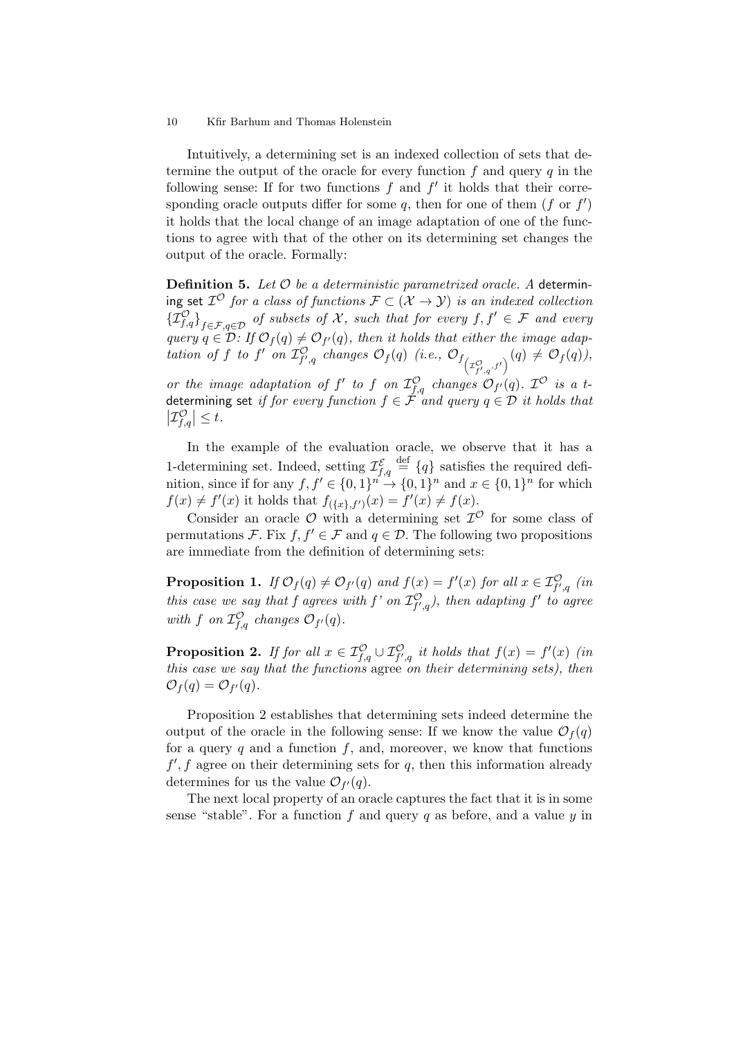Intuitively, a determining set is an indexed collection of sets that determine the output of the oracle for every function $f$ and query $q$ in the following sense: If for two functions $f$ and $f'$ it holds that their corresponding oracle outputs differ for some $q$, then for one of them ($f$ or $f'$) it holds that the local change of an image adaptation of one of the functions to agree with that of the other on its determining set changes the output of the oracle. Formally:

**Definition 5.** *Let $\mathcal{O}$ be a deterministic parametrized oracle. A* determining set $\mathcal{I}^{\mathcal{O}}$ *for a class of functions $\mathcal{F} \subset (\mathcal{X} \to \mathcal{Y})$ is an indexed collection $\{\mathcal{I}^{\mathcal{O}}_{f,q}\}_{f \in \mathcal{F}, q \in \mathcal{D}}$ of subsets of $\mathcal{X}$, such that for every $f, f' \in \mathcal{F}$ and every query $q \in \mathcal{D}$: If $\mathcal{O}_f(q) \neq \mathcal{O}_{f'}(q)$, then it holds that either the image adaptation of $f$ to $f'$ on $\mathcal{I}^{\mathcal{O}}_{f',q}$ changes $\mathcal{O}_f(q)$ (i.e., $\mathcal{O}_{f_{\left(\mathcal{I}^{\mathcal{O}}_{f',q}, f'\right)}}(q) \neq \mathcal{O}_f(q)$), or the image adaptation of $f'$ to $f$ on $\mathcal{I}^{\mathcal{O}}_{f,q}$ changes $\mathcal{O}_{f'}(q)$. $\mathcal{I}^{\mathcal{O}}$ is a $t$-*determining set *if for every function $f \in \mathcal{F}$ and query $q \in \mathcal{D}$ it holds that $\left|\mathcal{I}^{\mathcal{O}}_{f,q}\right| \leq t$.*

In the example of the evaluation oracle, we observe that it has a 1-determining set. Indeed, setting $\mathcal{I}^{\mathcal{E}}_{f,q} \overset{\text{def}}{=} \{q\}$ satisfies the required definition, since if for any $f, f' \in \{0,1\}^n \to \{0,1\}^n$ and $x \in \{0,1\}^n$ for which $f(x) \neq f'(x)$ it holds that $f_{(\{x\}, f')}(x) = f'(x) \neq f(x)$.

Consider an oracle $\mathcal{O}$ with a determining set $\mathcal{I}^{\mathcal{O}}$ for some class of permutations $\mathcal{F}$. Fix $f, f' \in \mathcal{F}$ and $q \in \mathcal{D}$. The following two propositions are immediate from the definition of determining sets:

**Proposition 1.** *If $\mathcal{O}_f(q) \neq \mathcal{O}_{f'}(q)$ and $f(x) = f'(x)$ for all $x \in \mathcal{I}^{\mathcal{O}}_{f',q}$ (in this case we say that $f$ agrees with $f'$ on $\mathcal{I}^{\mathcal{O}}_{f',q}$), then adapting $f'$ to agree with $f$ on $\mathcal{I}^{\mathcal{O}}_{f,q}$ changes $\mathcal{O}_{f'}(q)$.*

**Proposition 2.** *If for all $x \in \mathcal{I}^{\mathcal{O}}_{f,q} \cup \mathcal{I}^{\mathcal{O}}_{f',q}$ it holds that $f(x) = f'(x)$ (in this case we say that the functions* agree *on their determining sets), then $\mathcal{O}_f(q) = \mathcal{O}_{f'}(q)$.*

Proposition 2 establishes that determining sets indeed determine the output of the oracle in the following sense: If we know the value $\mathcal{O}_f(q)$ for a query $q$ and a function $f$, and, moreover, we know that functions $f', f$ agree on their determining sets for $q$, then this information already determines for us the value $\mathcal{O}_{f'}(q)$.

The next local property of an oracle captures the fact that it is in some sense "stable". For a function $f$ and query $q$ as before, and a value $y$ in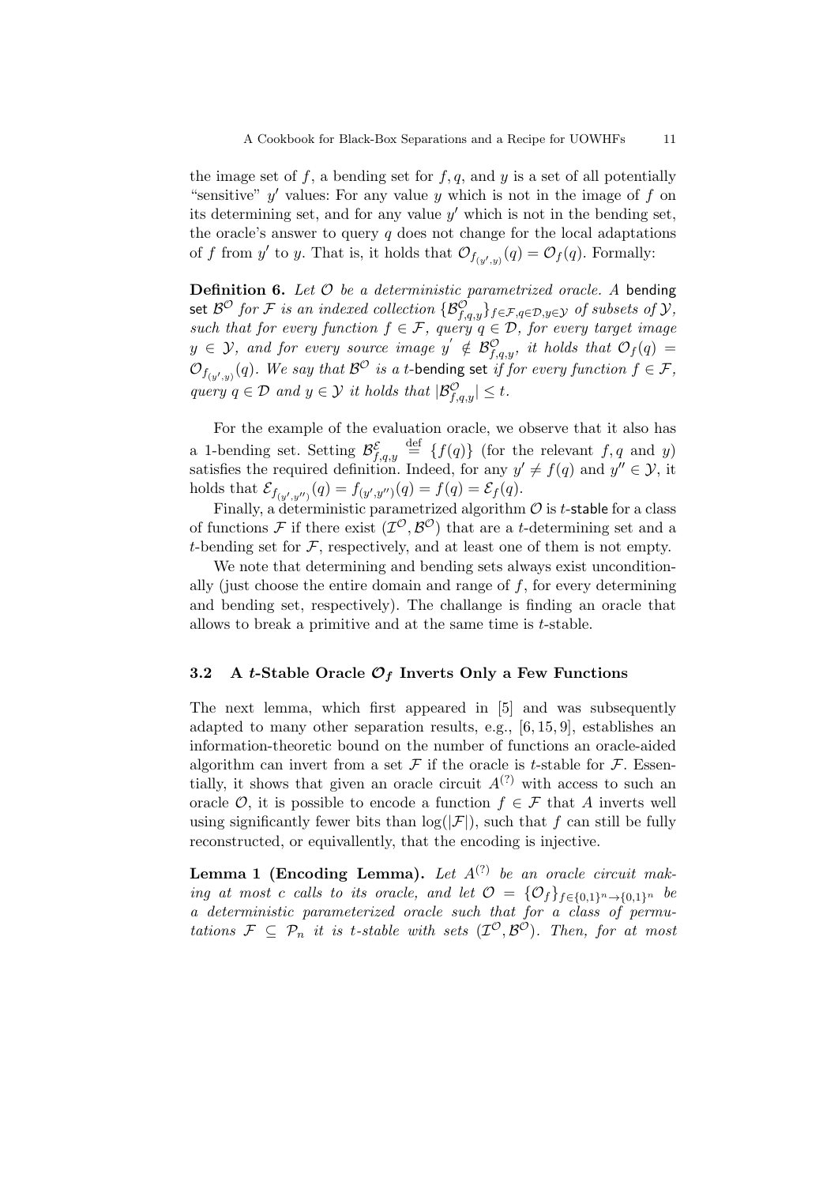the image set of $f$, a bending set for $f, q$, and $y$ is a set of all potentially "sensitive" $y'$ values: For any value $y$ which is not in the image of $f$ on its determining set, and for any value $y'$ which is not in the bending set, the oracle's answer to query $q$ does not change for the local adaptations of $f$ from $y'$ to $y$. That is, it holds that $\mathcal{O}_{f_{(y',y)}}(q) = \mathcal{O}_f(q)$. Formally:

**Definition 6.** *Let $\mathcal{O}$ be a deterministic parametrized oracle. A* bending set *$\mathcal{B}^{\mathcal{O}}$ for $\mathcal{F}$ is an indexed collection $\{\mathcal{B}^{\mathcal{O}}_{f,q,y}\}_{f\in\mathcal{F},q\in\mathcal{D},y\in\mathcal{Y}}$ of subsets of $\mathcal{Y}$, such that for every function $f \in \mathcal{F}$, query $q \in \mathcal{D}$, for every target image $y \in \mathcal{Y}$, and for every source image $y' \notin \mathcal{B}^{\mathcal{O}}_{f,q,y}$, it holds that $\mathcal{O}_f(q) = \mathcal{O}_{f_{(y',y)}}(q)$. We say that $\mathcal{B}^{\mathcal{O}}$ is a $t$-*bending set *if for every function $f \in \mathcal{F}$, query $q \in \mathcal{D}$ and $y \in \mathcal{Y}$ it holds that $|\mathcal{B}^{\mathcal{O}}_{f,q,y}| \leq t$.*

For the example of the evaluation oracle, we observe that it also has a 1-bending set. Setting $\mathcal{B}^{\mathcal{E}}_{f,q,y} \stackrel{\text{def}}{=} \{f(q)\}$ (for the relevant $f, q$ and $y$) satisfies the required definition. Indeed, for any $y' \neq f(q)$ and $y'' \in \mathcal{Y}$, it holds that $\mathcal{E}_{f_{(y',y'')}}(q) = f_{(y',y'')}(q) = f(q) = \mathcal{E}_f(q)$.

Finally, a deterministic parametrized algorithm $\mathcal{O}$ is $t$-stable for a class of functions $\mathcal{F}$ if there exist $(\mathcal{I}^{\mathcal{O}}, \mathcal{B}^{\mathcal{O}})$ that are a $t$-determining set and a $t$-bending set for $\mathcal{F}$, respectively, and at least one of them is not empty.

We note that determining and bending sets always exist unconditionally (just choose the entire domain and range of $f$, for every determining and bending set, respectively). The challange is finding an oracle that allows to break a primitive and at the same time is $t$-stable.

### 3.2 A $t$-Stable Oracle $\mathcal{O}_f$ Inverts Only a Few Functions

The next lemma, which first appeared in [5] and was subsequently adapted to many other separation results, e.g., [6, 15, 9], establishes an information-theoretic bound on the number of functions an oracle-aided algorithm can invert from a set $\mathcal{F}$ if the oracle is $t$-stable for $\mathcal{F}$. Essentially, it shows that given an oracle circuit $A^{(?)}$ with access to such an oracle $\mathcal{O}$, it is possible to encode a function $f \in \mathcal{F}$ that $A$ inverts well using significantly fewer bits than $\log(|\mathcal{F}|)$, such that $f$ can still be fully reconstructed, or equivallently, that the encoding is injective.

**Lemma 1 (Encoding Lemma).** *Let $A^{(?)}$ be an oracle circuit making at most $c$ calls to its oracle, and let $\mathcal{O} = \{\mathcal{O}_f\}_{f\in\{0,1\}^n\to\{0,1\}^n}$ be a deterministic parameterized oracle such that for a class of permutations $\mathcal{F} \subseteq \mathcal{P}_n$ it is $t$-stable with sets $(\mathcal{I}^{\mathcal{O}}, \mathcal{B}^{\mathcal{O}})$. Then, for at most*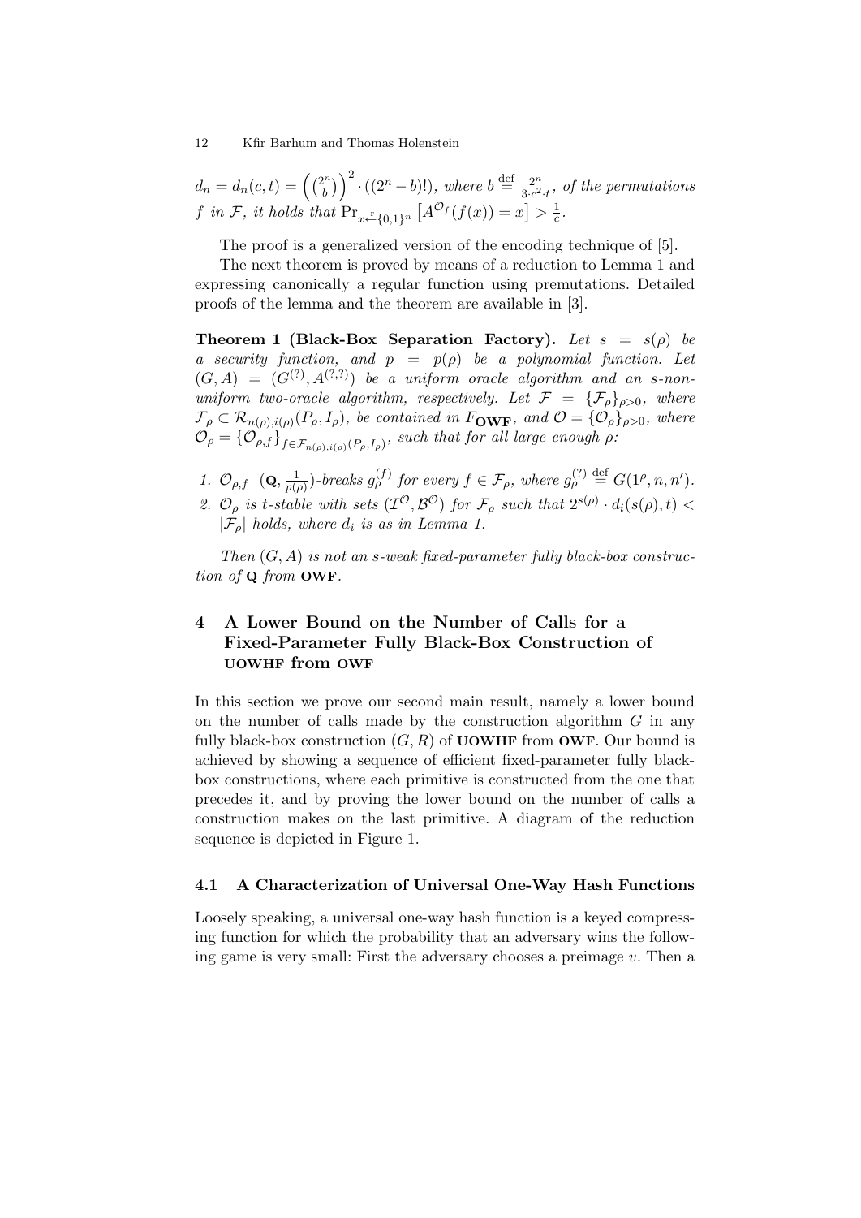$d_n = d_n(c,t) = \left(\binom{2^n}{b}\right)^2 \cdot ((2^n - b)!)$, where $b \stackrel{\text{def}}{=} \frac{2^n}{3 \cdot c^2 \cdot t}$, *of the permutations* $f$ *in* $\mathcal{F}$, *it holds that* $\Pr_{x \stackrel{r}{\leftarrow} \{0,1\}^n}\left[A^{\mathcal{O}_f}(f(x)) = x\right] > \frac{1}{c}$.

The proof is a generalized version of the encoding technique of [5].

The next theorem is proved by means of a reduction to Lemma 1 and expressing canonically a regular function using premutations. Detailed proofs of the lemma and the theorem are available in [3].

**Theorem 1 (Black-Box Separation Factory).** *Let* $s = s(\rho)$ *be a security function, and* $p = p(\rho)$ *be a polynomial function. Let* $(G, A) = (G^{(?)}, A^{(?,?)})$ *be a uniform oracle algorithm and an* $s$*-non-uniform two-oracle algorithm, respectively. Let* $\mathcal{F} = \{\mathcal{F}_\rho\}_{\rho>0}$*, where* $\mathcal{F}_\rho \subset \mathcal{R}_{n(\rho),i(\rho)}(P_\rho, I_\rho)$*, be contained in* $F_{\mathbf{OWF}}$*, and* $\mathcal{O} = \{\mathcal{O}_\rho\}_{\rho>0}$*, where* $\mathcal{O}_\rho = \{\mathcal{O}_{\rho,f}\}_{f \in \mathcal{F}_{n(\rho),i(\rho)}(P_\rho,I_\rho)}$*, such that for all large enough* $\rho$*:*

1. $\mathcal{O}_{\rho,f}$ $(\mathbf{Q}, \frac{1}{p(\rho)})$*-breaks* $g_\rho^{(f)}$ *for every* $f \in \mathcal{F}_\rho$*, where* $g_\rho^{(?)} \stackrel{\text{def}}{=} G(1^\rho, n, n')$*.*
2. $\mathcal{O}_\rho$ *is* $t$*-stable with sets* $(\mathcal{I}^{\mathcal{O}}, \mathcal{B}^{\mathcal{O}})$ *for* $\mathcal{F}_\rho$ *such that* $2^{s(\rho)} \cdot d_i(s(\rho), t) < |\mathcal{F}_\rho|$ *holds, where* $d_i$ *is as in Lemma 1.*

*Then* $(G, A)$ *is not an* $s$*-weak fixed-parameter fully black-box construction of* $\mathbf{Q}$ *from* $\mathbf{OWF}$*.*

## 4 A Lower Bound on the Number of Calls for a Fixed-Parameter Fully Black-Box Construction of UOWHF from OWF

In this section we prove our second main result, namely a lower bound on the number of calls made by the construction algorithm $G$ in any fully black-box construction $(G, R)$ of **UOWHF** from **OWF**. Our bound is achieved by showing a sequence of efficient fixed-parameter fully black-box constructions, where each primitive is constructed from the one that precedes it, and by proving the lower bound on the number of calls a construction makes on the last primitive. A diagram of the reduction sequence is depicted in Figure 1.

### 4.1 A Characterization of Universal One-Way Hash Functions

Loosely speaking, a universal one-way hash function is a keyed compressing function for which the probability that an adversary wins the following game is very small: First the adversary chooses a preimage $v$. Then a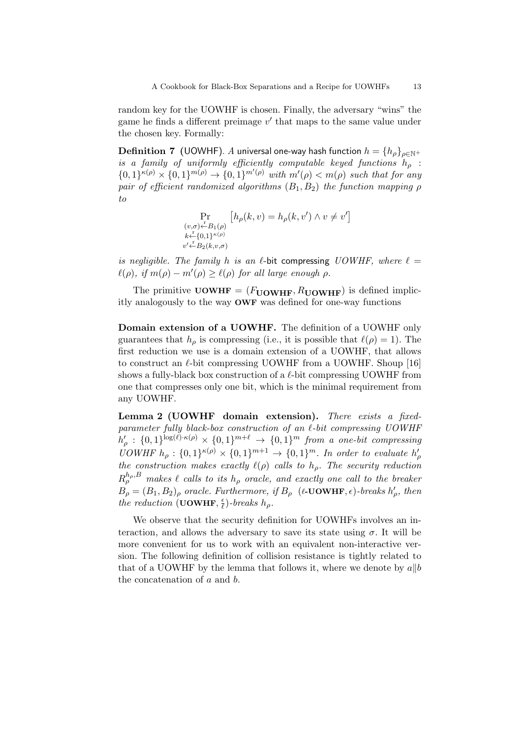random key for the UOWHF is chosen. Finally, the adversary "wins" the game he finds a different preimage $v'$ that maps to the same value under the chosen key. Formally:

**Definition 7** (UOWHF). *A* universal one-way hash function $h = \{h_\rho\}_{\rho \in \mathbb{N}^+}$ *is a family of uniformly efficiently computable keyed functions* $h_\rho : \{0,1\}^{\kappa(\rho)} \times \{0,1\}^{m(\rho)} \to \{0,1\}^{m'(\rho)}$ *with* $m'(\rho) < m(\rho)$ *such that for any pair of efficient randomized algorithms* $(B_1, B_2)$ *the function mapping* $\rho$ *to*

$$\Pr_{\substack{(v,\sigma) \xleftarrow{r} B_1(\rho) \\ k \xleftarrow{r} \{0,1\}^{\kappa(\rho)} \\ v' \xleftarrow{r} B_2(k,v,\sigma)}} \left[ h_\rho(k,v) = h_\rho(k,v') \wedge v \neq v' \right]$$

*is negligible. The family* $h$ *is an* $\ell$-bit compressing *UOWHF, where* $\ell = \ell(\rho)$*, if* $m(\rho) - m'(\rho) \geq \ell(\rho)$ *for all large enough* $\rho$.

The primitive $\mathbf{UOWHF} = (F_{\mathbf{UOWHF}}, R_{\mathbf{UOWHF}})$ is defined implicitly analogously to the way **OWF** was defined for one-way functions

**Domain extension of a UOWHF.** The definition of a UOWHF only guarantees that $h_\rho$ is compressing (i.e., it is possible that $\ell(\rho) = 1$). The first reduction we use is a domain extension of a UOWHF, that allows to construct an $\ell$-bit compressing UOWHF from a UOWHF. Shoup [16] shows a fully-black box construction of a $\ell$-bit compressing UOWHF from one that compresses only one bit, which is the minimal requirement from any UOWHF.

**Lemma 2 (UOWHF domain extension).** *There exists a fixed-parameter fully black-box construction of an* $\ell$*-bit compressing UOWHF* $h'_\rho : \{0,1\}^{\log(\ell) \cdot \kappa(\rho)} \times \{0,1\}^{m+\ell} \to \{0,1\}^m$ *from a one-bit compressing UOWHF* $h_\rho : \{0,1\}^{\kappa(\rho)} \times \{0,1\}^{m+1} \to \{0,1\}^m$*. In order to evaluate* $h'_\rho$ *the construction makes exactly* $\ell(\rho)$ *calls to* $h_\rho$*. The security reduction* $R_\rho^{h_\rho, B}$ *makes* $\ell$ *calls to its* $h_\rho$ *oracle, and exactly one call to the breaker* $B_\rho = (B_1, B_2)_\rho$ *oracle. Furthermore, if* $B_\rho$ $(\ell\text{-}\mathbf{UOWHF}, \epsilon)$*-breaks* $h'_\rho$*, then the reduction* $(\mathbf{UOWHF}, \frac{\epsilon}{\ell})$*-breaks* $h_\rho$.

We observe that the security definition for UOWHFs involves an interaction, and allows the adversary to save its state using $\sigma$. It will be more convenient for us to work with an equivalent non-interactive version. The following definition of collision resistance is tightly related to that of a UOWHF by the lemma that follows it, where we denote by $a \| b$ the concatenation of $a$ and $b$.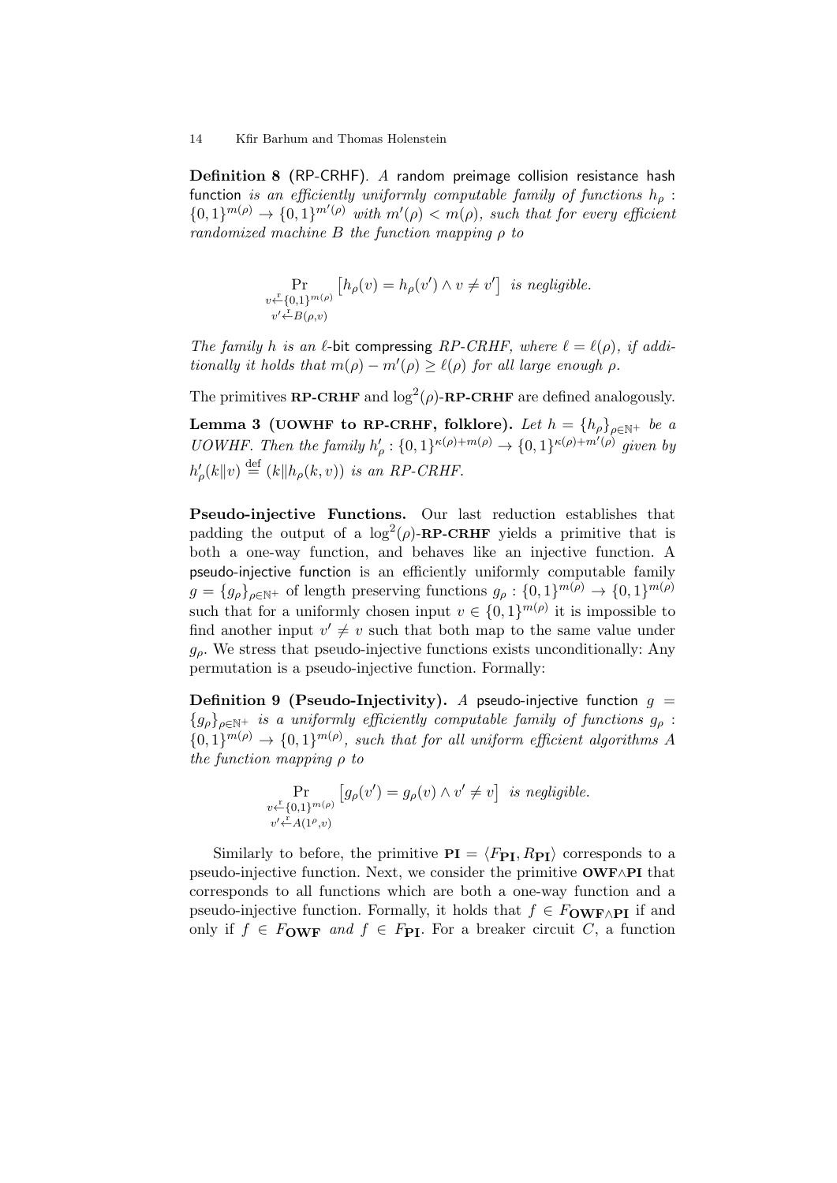**Definition 8** (RP-CRHF). *A* random preimage collision resistance hash function *is an efficiently uniformly computable family of functions* $h_\rho : \{0,1\}^{m(\rho)} \to \{0,1\}^{m'(\rho)}$ *with* $m'(\rho) < m(\rho)$*, such that for every efficient randomized machine* $B$ *the function mapping* $\rho$ *to*

$$\Pr_{\substack{v \xleftarrow{r} \{0,1\}^{m(\rho)} \\ v' \xleftarrow{r} B(\rho,v)}} \left[h_\rho(v) = h_\rho(v') \wedge v \neq v'\right] \text{ is negligible.}$$

*The family* $h$ *is an* $\ell$-bit compressing *RP-CRHF, where* $\ell = \ell(\rho)$*, if additionally it holds that* $m(\rho) - m'(\rho) \geq \ell(\rho)$ *for all large enough* $\rho$*.*

The primitives **RP-CRHF** and $\log^2(\rho)$-**RP-CRHF** are defined analogously.

**Lemma 3 (UOWHF to RP-CRHF, folklore).** *Let* $h = \{h_\rho\}_{\rho \in \mathbb{N}^+}$ *be a UOWHF. Then the family* $h'_\rho : \{0,1\}^{\kappa(\rho)+m(\rho)} \to \{0,1\}^{\kappa(\rho)+m'(\rho)}$ *given by* $h'_\rho(k\|v) \stackrel{\text{def}}{=} (k\|h_\rho(k,v))$ *is an RP-CRHF.*

**Pseudo-injective Functions.** Our last reduction establishes that padding the output of a $\log^2(\rho)$-**RP-CRHF** yields a primitive that is both a one-way function, and behaves like an injective function. A pseudo-injective function is an efficiently uniformly computable family $g = \{g_\rho\}_{\rho \in \mathbb{N}^+}$ of length preserving functions $g_\rho : \{0,1\}^{m(\rho)} \to \{0,1\}^{m(\rho)}$ such that for a uniformly chosen input $v \in \{0,1\}^{m(\rho)}$ it is impossible to find another input $v' \neq v$ such that both map to the same value under $g_\rho$. We stress that pseudo-injective functions exists unconditionally: Any permutation is a pseudo-injective function. Formally:

**Definition 9 (Pseudo-Injectivity).** *A* pseudo-injective function $g = \{g_\rho\}_{\rho \in \mathbb{N}^+}$ *is a uniformly efficiently computable family of functions* $g_\rho : \{0,1\}^{m(\rho)} \to \{0,1\}^{m(\rho)}$*, such that for all uniform efficient algorithms* $A$ *the function mapping* $\rho$ *to*

$$\Pr_{\substack{v \xleftarrow{r} \{0,1\}^{m(\rho)} \\ v' \xleftarrow{r} A(1^\rho,v)}} \left[g_\rho(v') = g_\rho(v) \wedge v' \neq v\right] \text{ is negligible.}$$

Similarly to before, the primitive $\mathbf{PI} = \langle F_{\mathbf{PI}}, R_{\mathbf{PI}} \rangle$ corresponds to a pseudo-injective function. Next, we consider the primitive **OWF**$\wedge$**PI** that corresponds to all functions which are both a one-way function and a pseudo-injective function. Formally, it holds that $f \in F_{\mathbf{OWF} \wedge \mathbf{PI}}$ if and only if $f \in F_{\mathbf{OWF}}$ *and* $f \in F_{\mathbf{PI}}$. For a breaker circuit $C$, a function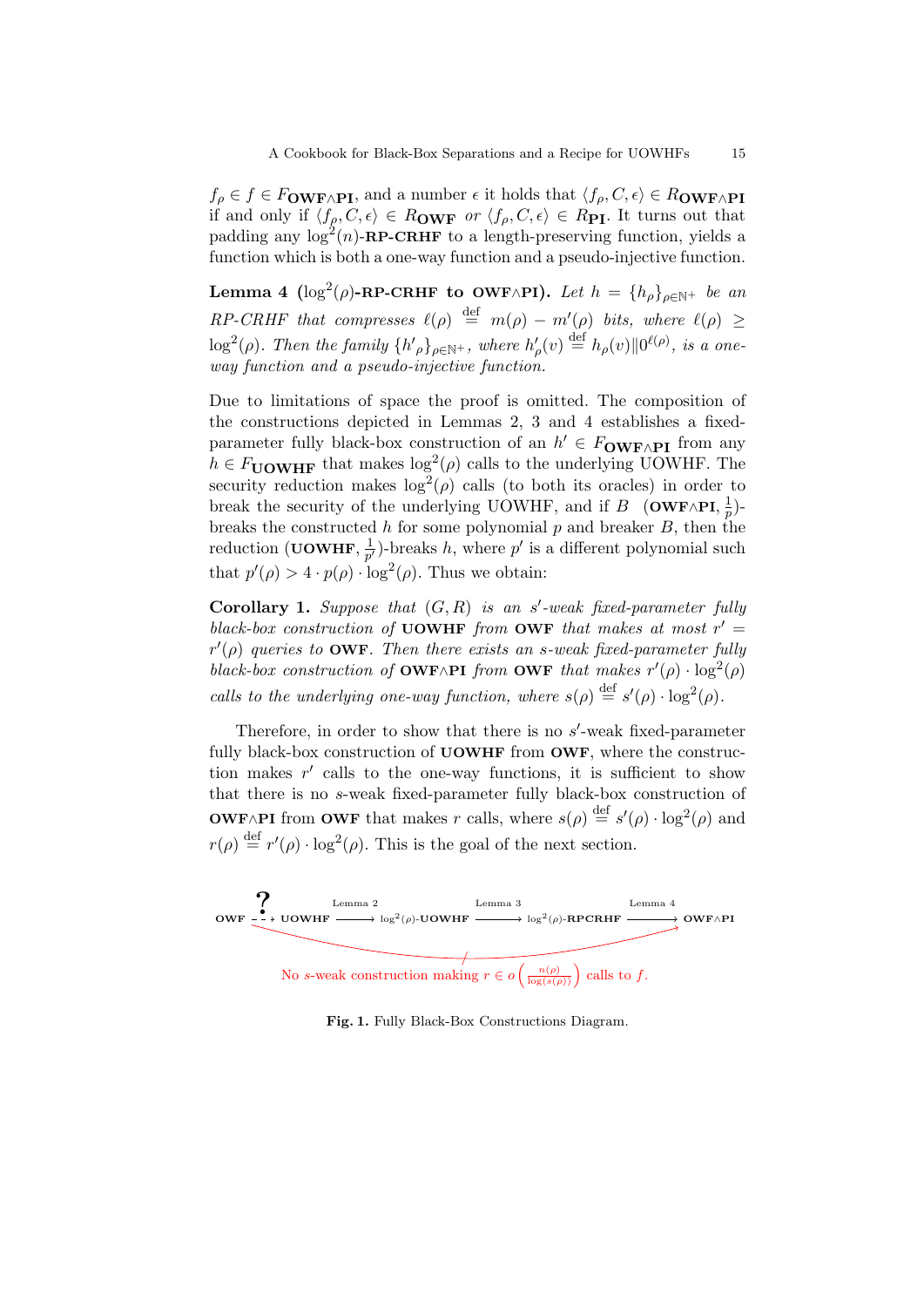$f_\rho \in f \in F_{\mathbf{OWF} \wedge \mathbf{PI}}$, and a number $\epsilon$ it holds that $\langle f_\rho, C, \epsilon \rangle \in R_{\mathbf{OWF} \wedge \mathbf{PI}}$ if and only if $\langle f_\rho, C, \epsilon \rangle \in R_{\mathbf{OWF}}$ *or* $\langle f_\rho, C, \epsilon \rangle \in R_{\mathbf{PI}}$. It turns out that padding any $\log^2(n)$-**RP-CRHF** to a length-preserving function, yields a function which is both a one-way function and a pseudo-injective function.

**Lemma 4** **($\log^2(\rho)$-RP-CRHF to OWF∧PI).** *Let $h = \{h_\rho\}_{\rho \in \mathbb{N}^+}$ be an RP-CRHF that compresses $\ell(\rho) \stackrel{\text{def}}{=} m(\rho) - m'(\rho)$ bits, where $\ell(\rho) \geq \log^2(\rho)$. Then the family $\{h'_\rho\}_{\rho \in \mathbb{N}^+}$, where $h'_\rho(v) \stackrel{\text{def}}{=} h_\rho(v) \| 0^{\ell(\rho)}$, is a one-way function and a pseudo-injective function.*

Due to limitations of space the proof is omitted. The composition of the constructions depicted in Lemmas 2, 3 and 4 establishes a fixed-parameter fully black-box construction of an $h' \in F_{\mathbf{OWF} \wedge \mathbf{PI}}$ from any $h \in F_{\mathbf{UOWHF}}$ that makes $\log^2(\rho)$ calls to the underlying UOWHF. The security reduction makes $\log^2(\rho)$ calls (to both its oracles) in order to break the security of the underlying UOWHF, and if $B$ $(\mathbf{OWF} \wedge \mathbf{PI}, \frac{1}{p})$-breaks the constructed $h$ for some polynomial $p$ and breaker $B$, then the reduction $(\mathbf{UOWHF}, \frac{1}{p'})$-breaks $h$, where $p'$ is a different polynomial such that $p'(\rho) > 4 \cdot p(\rho) \cdot \log^2(\rho)$. Thus we obtain:

**Corollary 1.** *Suppose that $(G, R)$ is an $s'$-weak fixed-parameter fully black-box construction of* **UOWHF** *from* **OWF** *that makes at most $r' = r'(\rho)$ queries to* **OWF**. *Then there exists an $s$-weak fixed-parameter fully black-box construction of* **OWF∧PI** *from* **OWF** *that makes $r'(\rho) \cdot \log^2(\rho)$ calls to the underlying one-way function, where $s(\rho) \stackrel{\text{def}}{=} s'(\rho) \cdot \log^2(\rho)$.*

Therefore, in order to show that there is no $s'$-weak fixed-parameter fully black-box construction of **UOWHF** from **OWF**, where the construction makes $r'$ calls to the one-way functions, it is sufficient to show that there is no $s$-weak fixed-parameter fully black-box construction of **OWF∧PI** from **OWF** that makes $r$ calls, where $s(\rho) \stackrel{\text{def}}{=} s'(\rho) \cdot \log^2(\rho)$ and $r(\rho) \stackrel{\text{def}}{=} r'(\rho) \cdot \log^2(\rho)$. This is the goal of the next section.

**OWF** $\overset{?}{\dashrightarrow}$ **UOWHF** $\xrightarrow{\text{Lemma 2}}$ $\log^2(\rho)$-**UOWHF** $\xrightarrow{\text{Lemma 3}}$ $\log^2(\rho)$-**RPCRHF** $\xrightarrow{\text{Lemma 4}}$ **OWF∧PI**

No $s$-weak construction making $r \in o\left(\frac{n(\rho)}{\log(s(\rho))}\right)$ calls to $f$.

**Fig. 1.** Fully Black-Box Constructions Diagram.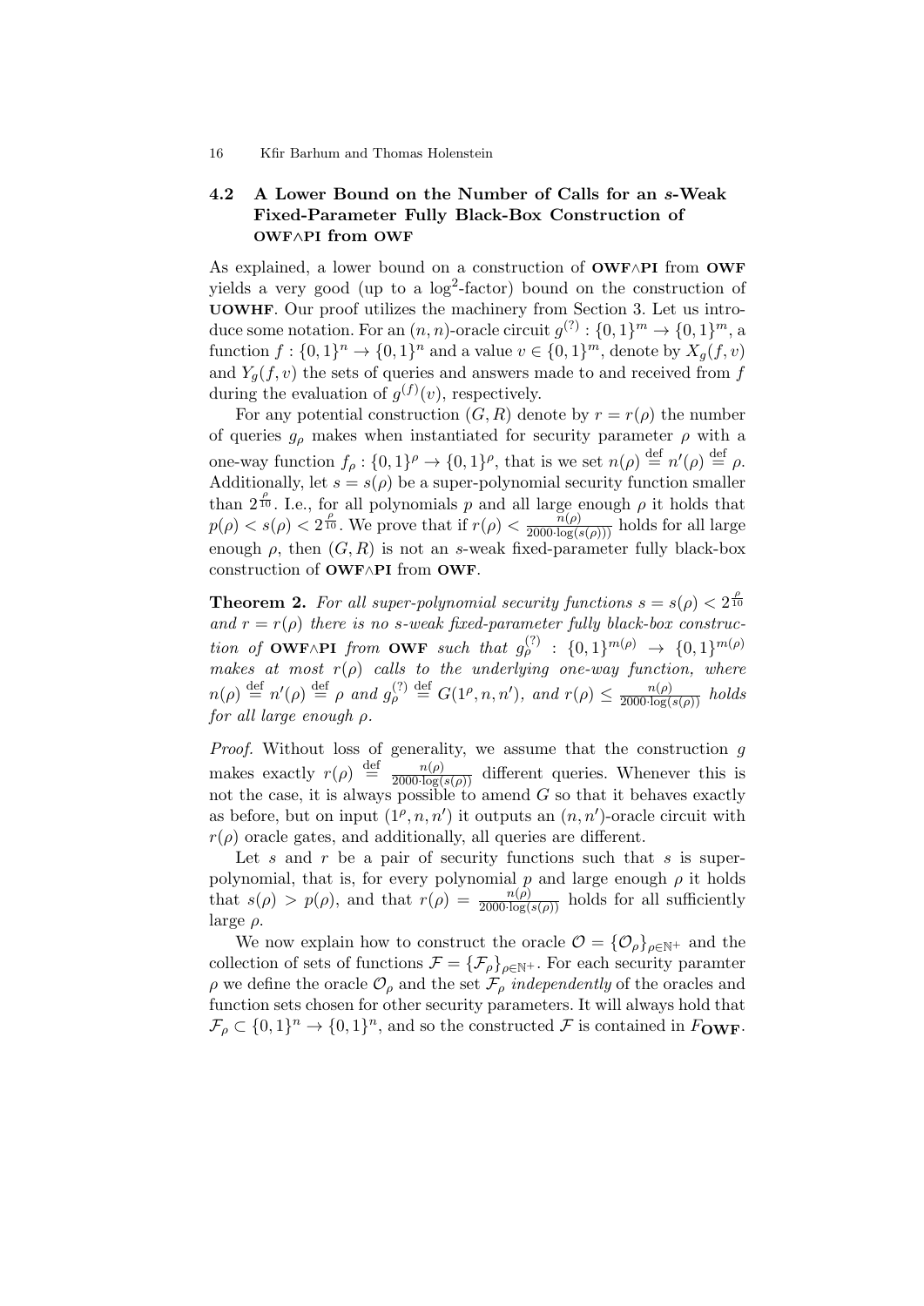### 4.2 A Lower Bound on the Number of Calls for an $s$-Weak Fixed-Parameter Fully Black-Box Construction of OWF∧PI from OWF

As explained, a lower bound on a construction of **OWF∧PI** from **OWF** yields a very good (up to a $\log^2$-factor) bound on the construction of **UOWHF**. Our proof utilizes the machinery from Section 3. Let us introduce some notation. For an $(n, n)$-oracle circuit $g^{(?)} : \{0,1\}^m \to \{0,1\}^m$, a function $f : \{0,1\}^n \to \{0,1\}^n$ and a value $v \in \{0,1\}^m$, denote by $X_g(f, v)$ and $Y_g(f, v)$ the sets of queries and answers made to and received from $f$ during the evaluation of $g^{(f)}(v)$, respectively.

For any potential construction $(G, R)$ denote by $r = r(\rho)$ the number of queries $g_\rho$ makes when instantiated for security parameter $\rho$ with a one-way function $f_\rho : \{0,1\}^\rho \to \{0,1\}^\rho$, that is we set $n(\rho) \stackrel{\text{def}}{=} n'(\rho) \stackrel{\text{def}}{=} \rho$. Additionally, let $s = s(\rho)$ be a super-polynomial security function smaller than $2^{\frac{\rho}{10}}$. I.e., for all polynomials $p$ and all large enough $\rho$ it holds that $p(\rho) < s(\rho) < 2^{\frac{\rho}{10}}$. We prove that if $r(\rho) < \frac{n(\rho)}{2000 \cdot \log(s(\rho)))}$ holds for all large enough $\rho$, then $(G, R)$ is not an $s$-weak fixed-parameter fully black-box construction of **OWF∧PI** from **OWF**.

**Theorem 2.** *For all super-polynomial security functions $s = s(\rho) < 2^{\frac{\rho}{10}}$ and $r = r(\rho)$ there is no $s$-weak fixed-parameter fully black-box construction of* **OWF∧PI** *from* **OWF** *such that $g_\rho^{(?)} : \{0,1\}^{m(\rho)} \to \{0,1\}^{m(\rho)}$ makes at most $r(\rho)$ calls to the underlying one-way function, where $n(\rho) \stackrel{\text{def}}{=} n'(\rho) \stackrel{\text{def}}{=} \rho$ and $g_\rho^{(?)} \stackrel{\text{def}}{=} G(1^\rho, n, n')$, and $r(\rho) \leq \frac{n(\rho)}{2000 \cdot \log(s(\rho))}$ holds for all large enough $\rho$.*

*Proof.* Without loss of generality, we assume that the construction $g$ makes exactly $r(\rho) \stackrel{\text{def}}{=} \frac{n(\rho)}{2000 \cdot \log(s(\rho))}$ different queries. Whenever this is not the case, it is always possible to amend $G$ so that it behaves exactly as before, but on input $(1^\rho, n, n')$ it outputs an $(n, n')$-oracle circuit with $r(\rho)$ oracle gates, and additionally, all queries are different.

Let $s$ and $r$ be a pair of security functions such that $s$ is super-polynomial, that is, for every polynomial $p$ and large enough $\rho$ it holds that $s(\rho) > p(\rho)$, and that $r(\rho) = \frac{n(\rho)}{2000 \cdot \log(s(\rho))}$ holds for all sufficiently large $\rho$.

We now explain how to construct the oracle $\mathcal{O} = \{\mathcal{O}_\rho\}_{\rho \in \mathbb{N}^+}$ and the collection of sets of functions $\mathcal{F} = \{\mathcal{F}_\rho\}_{\rho \in \mathbb{N}^+}$. For each security paramter $\rho$ we define the oracle $\mathcal{O}_\rho$ and the set $\mathcal{F}_\rho$ *independently* of the oracles and function sets chosen for other security parameters. It will always hold that $\mathcal{F}_\rho \subset \{0,1\}^n \to \{0,1\}^n$, and so the constructed $\mathcal{F}$ is contained in $F_{\mathbf{OWF}}$.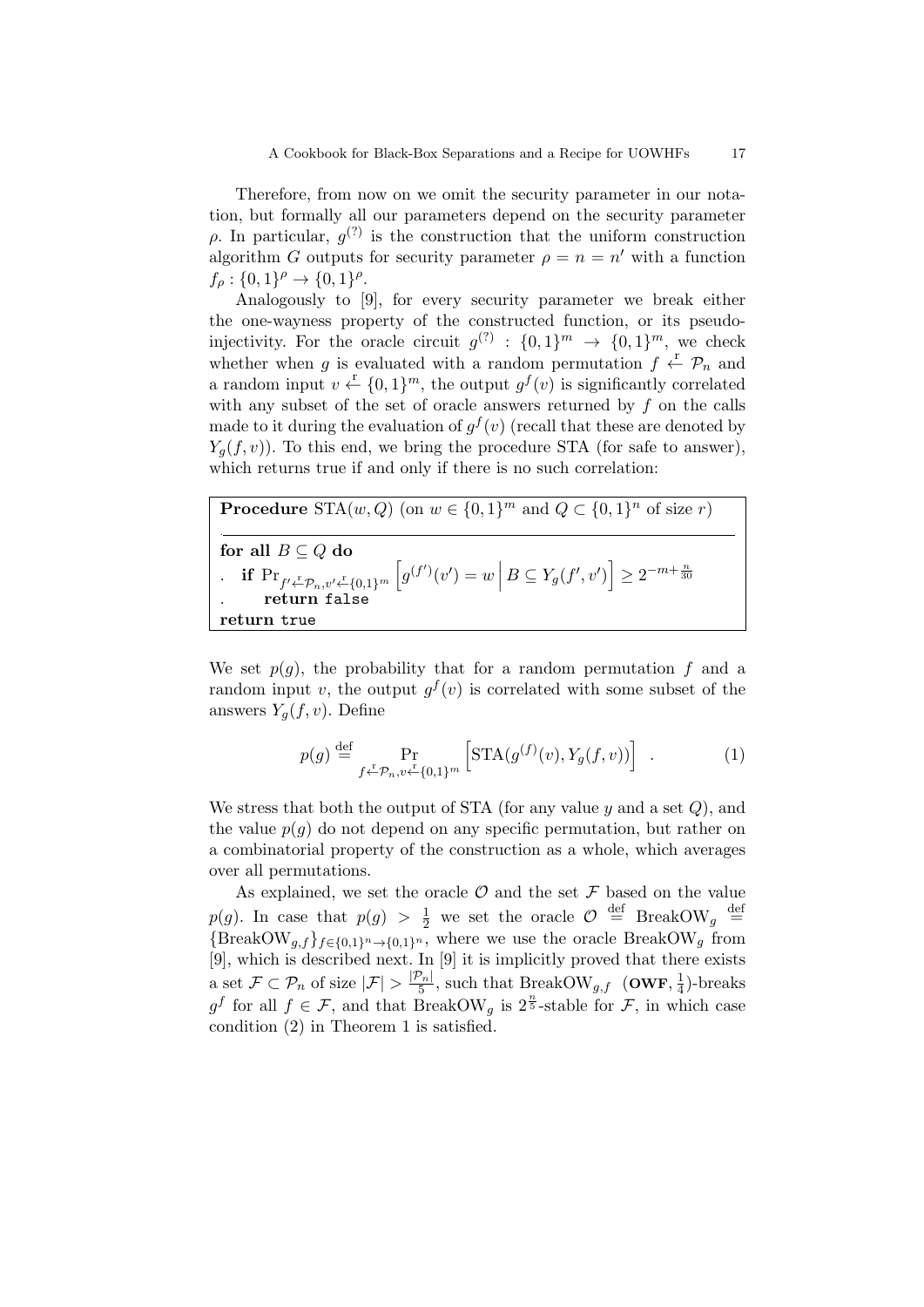Therefore, from now on we omit the security parameter in our notation, but formally all our parameters depend on the security parameter $\rho$. In particular, $g^{(?)}$ is the construction that the uniform construction algorithm $G$ outputs for security parameter $\rho = n = n'$ with a function $f_\rho : \{0,1\}^\rho \to \{0,1\}^\rho$.

Analogously to [9], for every security parameter we break either the one-wayness property of the constructed function, or its pseudo-injectivity. For the oracle circuit $g^{(?)} : \{0,1\}^m \to \{0,1\}^m$, we check whether when $g$ is evaluated with a random permutation $f \xleftarrow{r} \mathcal{P}_n$ and a random input $v \xleftarrow{r} \{0,1\}^m$, the output $g^f(v)$ is significantly correlated with any subset of the set of oracle answers returned by $f$ on the calls made to it during the evaluation of $g^f(v)$ (recall that these are denoted by $Y_g(f,v)$). To this end, we bring the procedure STA (for safe to answer), which returns true if and only if there is no such correlation:

```
Procedure STA(w, Q) (on w ∈ {0,1}^m and Q ⊂ {0,1}^n of size r)

for all B ⊆ Q do
.  if Pr_{f' ←r P_n, v' ←r {0,1}^m} [ g^(f')(v') = w | B ⊆ Y_g(f', v') ] ≥ 2^(-m + n/30)
.     return false
return true
```

**Procedure** $\mathrm{STA}(w, Q)$ (on $w \in \{0,1\}^m$ and $Q \subset \{0,1\}^n$ of size $r$)

**for all** $B \subseteq Q$ **do**
. **if** $\Pr_{f' \xleftarrow{r} \mathcal{P}_n, v' \xleftarrow{r} \{0,1\}^m}\left[g^{(f')}(v') = w \,\middle|\, B \subseteq Y_g(f', v')\right] \geq 2^{-m+\frac{n}{30}}$
. **return** `false`
**return** `true`

We set $p(g)$, the probability that for a random permutation $f$ and a random input $v$, the output $g^f(v)$ is correlated with some subset of the answers $Y_g(f,v)$. Define

$$p(g) \stackrel{\text{def}}{=} \Pr_{f \xleftarrow{r} \mathcal{P}_n, v \xleftarrow{r} \{0,1\}^m}\left[\mathrm{STA}(g^{(f)}(v), Y_g(f,v))\right] \quad . \tag{1}$$

We stress that both the output of STA (for any value $y$ and a set $Q$), and the value $p(g)$ do not depend on any specific permutation, but rather on a combinatorial property of the construction as a whole, which averages over all permutations.

As explained, we set the oracle $\mathcal{O}$ and the set $\mathcal{F}$ based on the value $p(g)$. In case that $p(g) > \frac{1}{2}$ we set the oracle $\mathcal{O} \stackrel{\text{def}}{=} \mathrm{BreakOW}_g \stackrel{\text{def}}{=} \{\mathrm{BreakOW}_{g,f}\}_{f \in \{0,1\}^n \to \{0,1\}^n}$, where we use the oracle $\mathrm{BreakOW}_g$ from [9], which is described next. In [9] it is implicitly proved that there exists a set $\mathcal{F} \subset \mathcal{P}_n$ of size $|\mathcal{F}| > \frac{|\mathcal{P}_n|}{5}$, such that $\mathrm{BreakOW}_{g,f}$ $(\mathbf{OWF}, \frac{1}{4})$-breaks $g^f$ for all $f \in \mathcal{F}$, and that $\mathrm{BreakOW}_g$ is $2^{\frac{n}{5}}$-stable for $\mathcal{F}$, in which case condition (2) in Theorem 1 is satisfied.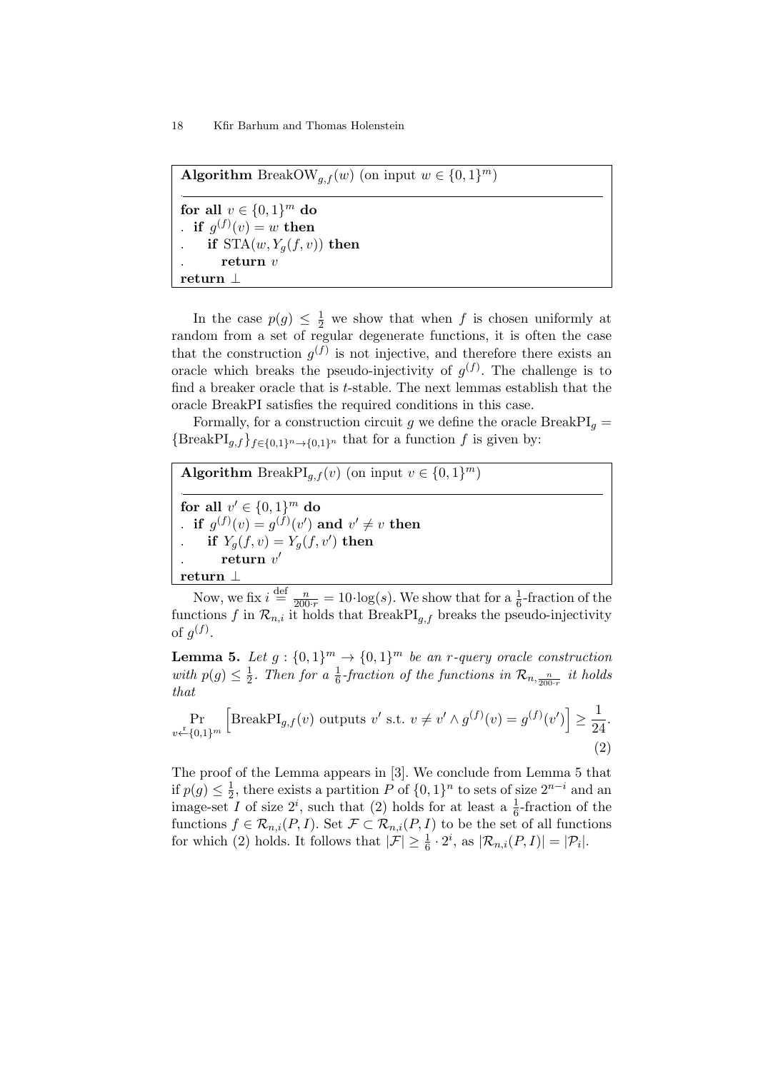```
Algorithm BreakOW_{g,f}(w) (on input w ∈ {0,1}^m)
─────────────────────────────────────────────
for all v ∈ {0,1}^m do
.  if g^(f)(v) = w then
.     if STA(w, Y_g(f, v)) then
.        return v
return ⊥
```

In the case $p(g) \leq \frac{1}{2}$ we show that when $f$ is chosen uniformly at random from a set of regular degenerate functions, it is often the case that the construction $g^{(f)}$ is not injective, and therefore there exists an oracle which breaks the pseudo-injectivity of $g^{(f)}$. The challenge is to find a breaker oracle that is $t$-stable. The next lemmas establish that the oracle BreakPI satisfies the required conditions in this case.

Formally, for a construction circuit $g$ we define the oracle $\text{BreakPI}_g = \{\text{BreakPI}_{g,f}\}_{f \in \{0,1\}^n \to \{0,1\}^n}$ that for a function $f$ is given by:

```
Algorithm BreakPI_{g,f}(v) (on input v ∈ {0,1}^m)
─────────────────────────────────────────────
for all v' ∈ {0,1}^m do
.  if g^(f)(v) = g^(f)(v') and v' ≠ v then
.     if Y_g(f, v) = Y_g(f, v') then
.        return v'
return ⊥
```

Now, we fix $i \stackrel{\text{def}}{=} \frac{n}{200 \cdot r} = 10 \cdot \log(s)$. We show that for a $\frac{1}{6}$-fraction of the functions $f$ in $\mathcal{R}_{n,i}$ it holds that $\text{BreakPI}_{g,f}$ breaks the pseudo-injectivity of $g^{(f)}$.

**Lemma 5.** *Let $g : \{0,1\}^m \to \{0,1\}^m$ be an $r$-query oracle construction with $p(g) \leq \frac{1}{2}$. Then for a $\frac{1}{6}$-fraction of the functions in $\mathcal{R}_{n,\frac{n}{200 \cdot r}}$ it holds that*

$$\Pr_{v \xleftarrow{r} \{0,1\}^m} \left[ \text{BreakPI}_{g,f}(v) \text{ outputs } v' \text{ s.t. } v \neq v' \wedge g^{(f)}(v) = g^{(f)}(v') \right] \geq \frac{1}{24}. \tag{2}$$

The proof of the Lemma appears in [3]. We conclude from Lemma 5 that if $p(g) \leq \frac{1}{2}$, there exists a partition $P$ of $\{0,1\}^n$ to sets of size $2^{n-i}$ and an image-set $I$ of size $2^i$, such that (2) holds for at least a $\frac{1}{6}$-fraction of the functions $f \in \mathcal{R}_{n,i}(P, I)$. Set $\mathcal{F} \subset \mathcal{R}_{n,i}(P, I)$ to be the set of all functions for which (2) holds. It follows that $|\mathcal{F}| \geq \frac{1}{6} \cdot 2^i$, as $|\mathcal{R}_{n,i}(P, I)| = |\mathcal{P}_i|$.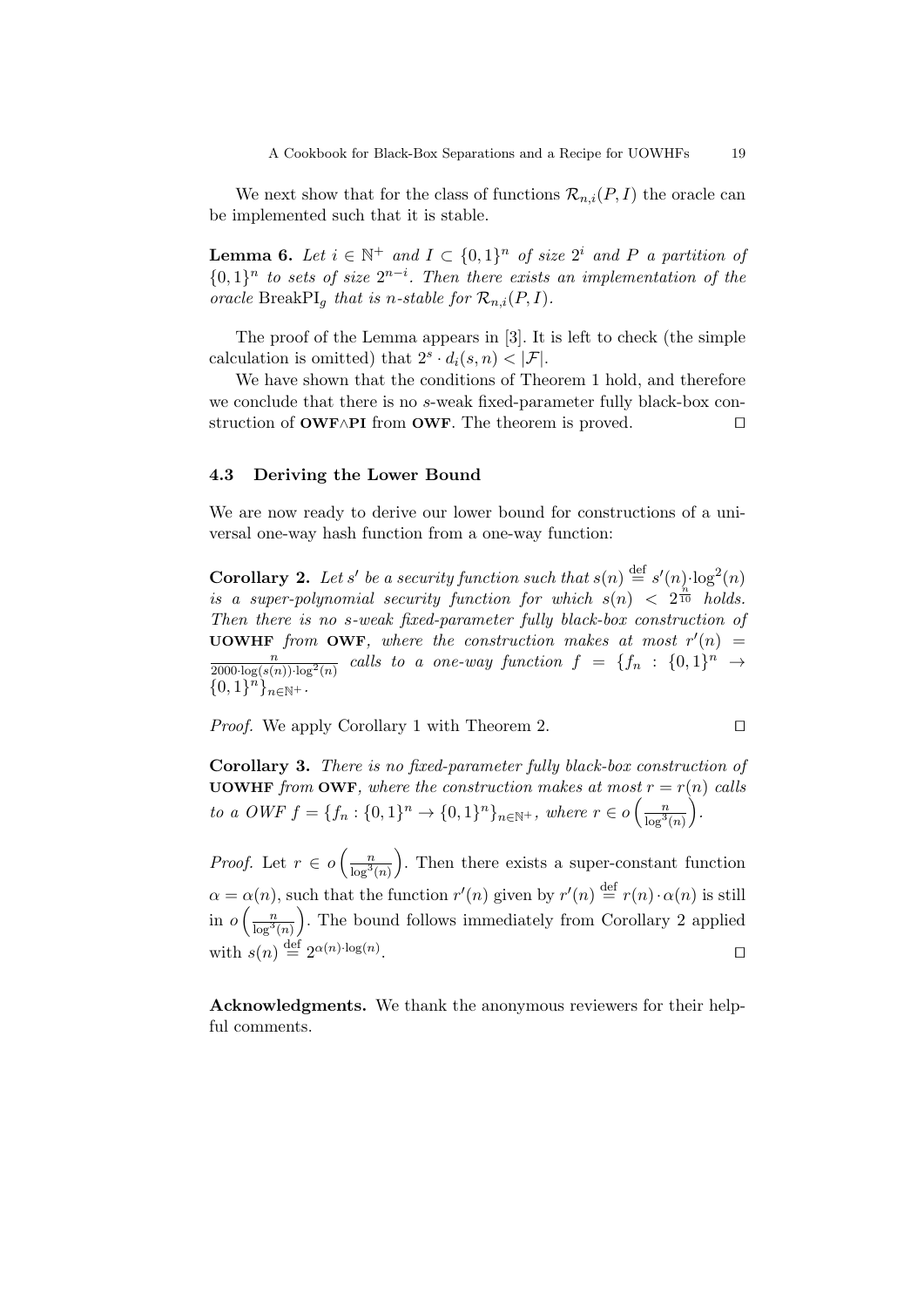We next show that for the class of functions $\mathcal{R}_{n,i}(P, I)$ the oracle can be implemented such that it is stable.

**Lemma 6.** *Let $i \in \mathbb{N}^+$ and $I \subset \{0,1\}^n$ of size $2^i$ and $P$ a partition of $\{0,1\}^n$ to sets of size $2^{n-i}$. Then there exists an implementation of the oracle* $\text{BreakPI}_g$ *that is $n$-stable for $\mathcal{R}_{n,i}(P, I)$.*

The proof of the Lemma appears in [3]. It is left to check (the simple calculation is omitted) that $2^s \cdot d_i(s, n) < |\mathcal{F}|$.

We have shown that the conditions of Theorem 1 hold, and therefore we conclude that there is no $s$-weak fixed-parameter fully black-box construction of **OWF**$\wedge$**PI** from **OWF**. The theorem is proved. □

### 4.3 Deriving the Lower Bound

We are now ready to derive our lower bound for constructions of a universal one-way hash function from a one-way function:

**Corollary 2.** *Let $s'$ be a security function such that $s(n) \stackrel{\text{def}}{=} s'(n) \cdot \log^2(n)$ is a super-polynomial security function for which $s(n) < 2^{\frac{n}{10}}$ holds. Then there is no $s$-weak fixed-parameter fully black-box construction of* **UOWHF** *from* **OWF***, where the construction makes at most $r'(n) = \frac{n}{2000 \cdot \log(s(n)) \cdot \log^2(n)}$ calls to a one-way function $f = \{f_n : \{0,1\}^n \to \{0,1\}^n\}_{n \in \mathbb{N}^+}$.*

*Proof.* We apply Corollary 1 with Theorem 2. □

**Corollary 3.** *There is no fixed-parameter fully black-box construction of* **UOWHF** *from* **OWF***, where the construction makes at most $r = r(n)$ calls to a OWF $f = \{f_n : \{0,1\}^n \to \{0,1\}^n\}_{n \in \mathbb{N}^+}$, where $r \in o\left(\frac{n}{\log^3(n)}\right)$.*

*Proof.* Let $r \in o\left(\frac{n}{\log^3(n)}\right)$. Then there exists a super-constant function $\alpha = \alpha(n)$, such that the function $r'(n)$ given by $r'(n) \stackrel{\text{def}}{=} r(n) \cdot \alpha(n)$ is still in $o\left(\frac{n}{\log^3(n)}\right)$. The bound follows immediately from Corollary 2 applied with $s(n) \stackrel{\text{def}}{=} 2^{\alpha(n) \cdot \log(n)}$. □

**Acknowledgments.** We thank the anonymous reviewers for their helpful comments.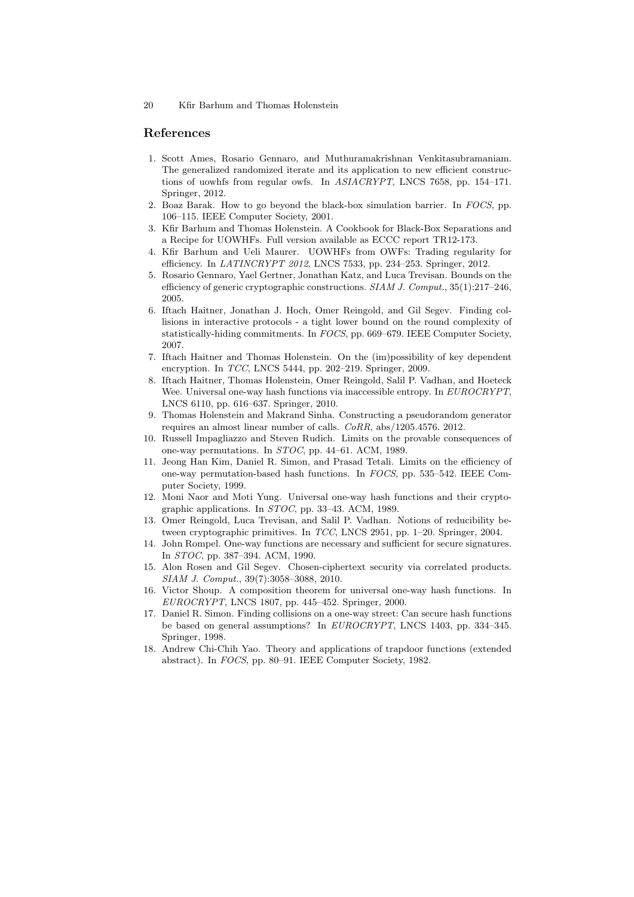## References

1. Scott Ames, Rosario Gennaro, and Muthuramakrishnan Venkitasubramaniam. The generalized randomized iterate and its application to new efficient constructions of uowhfs from regular owfs. In *ASIACRYPT*, LNCS 7658, pp. 154–171. Springer, 2012.
2. Boaz Barak. How to go beyond the black-box simulation barrier. In *FOCS*, pp. 106–115. IEEE Computer Society, 2001.
3. Kfir Barhum and Thomas Holenstein. A Cookbook for Black-Box Separations and a Recipe for UOWHFs. Full version available as ECCC report TR12-173.
4. Kfir Barhum and Ueli Maurer. UOWHFs from OWFs: Trading regularity for efficiency. In *LATINCRYPT 2012*, LNCS 7533, pp. 234–253. Springer, 2012.
5. Rosario Gennaro, Yael Gertner, Jonathan Katz, and Luca Trevisan. Bounds on the efficiency of generic cryptographic constructions. *SIAM J. Comput.*, 35(1):217–246, 2005.
6. Iftach Haitner, Jonathan J. Hoch, Omer Reingold, and Gil Segev. Finding collisions in interactive protocols - a tight lower bound on the round complexity of statistically-hiding commitments. In *FOCS*, pp. 669–679. IEEE Computer Society, 2007.
7. Iftach Haitner and Thomas Holenstein. On the (im)possibility of key dependent encryption. In *TCC*, LNCS 5444, pp. 202–219. Springer, 2009.
8. Iftach Haitner, Thomas Holenstein, Omer Reingold, Salil P. Vadhan, and Hoeteck Wee. Universal one-way hash functions via inaccessible entropy. In *EUROCRYPT*, LNCS 6110, pp. 616–637. Springer, 2010.
9. Thomas Holenstein and Makrand Sinha. Constructing a pseudorandom generator requires an almost linear number of calls. *CoRR*, abs/1205.4576. 2012.
10. Russell Impagliazzo and Steven Rudich. Limits on the provable consequences of one-way permutations. In *STOC*, pp. 44–61. ACM, 1989.
11. Jeong Han Kim, Daniel R. Simon, and Prasad Tetali. Limits on the efficiency of one-way permutation-based hash functions. In *FOCS*, pp. 535–542. IEEE Computer Society, 1999.
12. Moni Naor and Moti Yung. Universal one-way hash functions and their cryptographic applications. In *STOC*, pp. 33–43. ACM, 1989.
13. Omer Reingold, Luca Trevisan, and Salil P. Vadhan. Notions of reducibility between cryptographic primitives. In *TCC*, LNCS 2951, pp. 1–20. Springer, 2004.
14. John Rompel. One-way functions are necessary and sufficient for secure signatures. In *STOC*, pp. 387–394. ACM, 1990.
15. Alon Rosen and Gil Segev. Chosen-ciphertext security via correlated products. *SIAM J. Comput.*, 39(7):3058–3088, 2010.
16. Victor Shoup. A composition theorem for universal one-way hash functions. In *EUROCRYPT*, LNCS 1807, pp. 445–452. Springer, 2000.
17. Daniel R. Simon. Finding collisions on a one-way street: Can secure hash functions be based on general assumptions? In *EUROCRYPT*, LNCS 1403, pp. 334–345. Springer, 1998.
18. Andrew Chi-Chih Yao. Theory and applications of trapdoor functions (extended abstract). In *FOCS*, pp. 80–91. IEEE Computer Society, 1982.